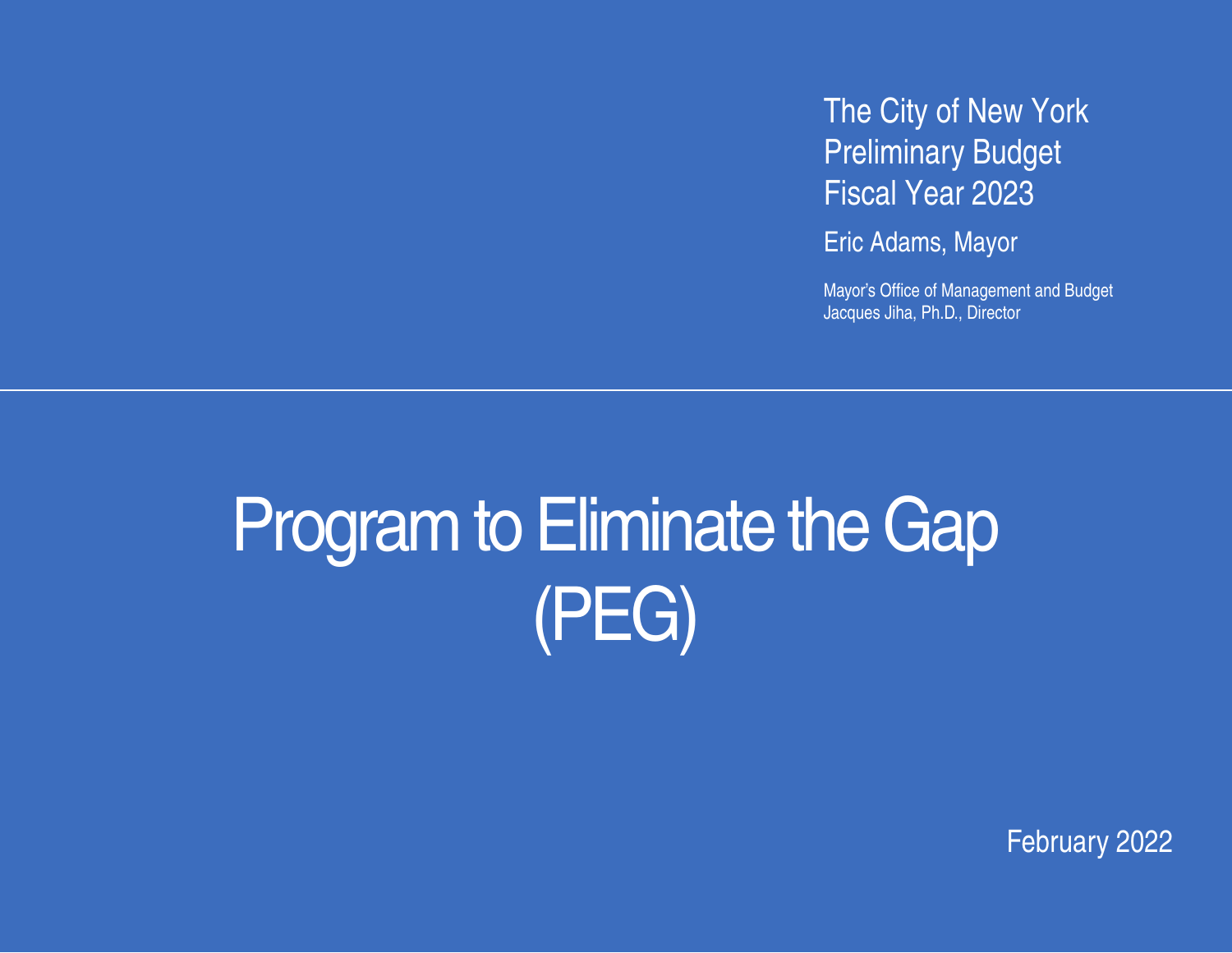The City of New York
Preliminary Budget
Fiscal Year 2023

Eric Adams, Mayor

Mayor's Office of Management and Budget
Jacques Jiha, Ph.D., Director

# Program to Eliminate the Gap (PEG)

February 2022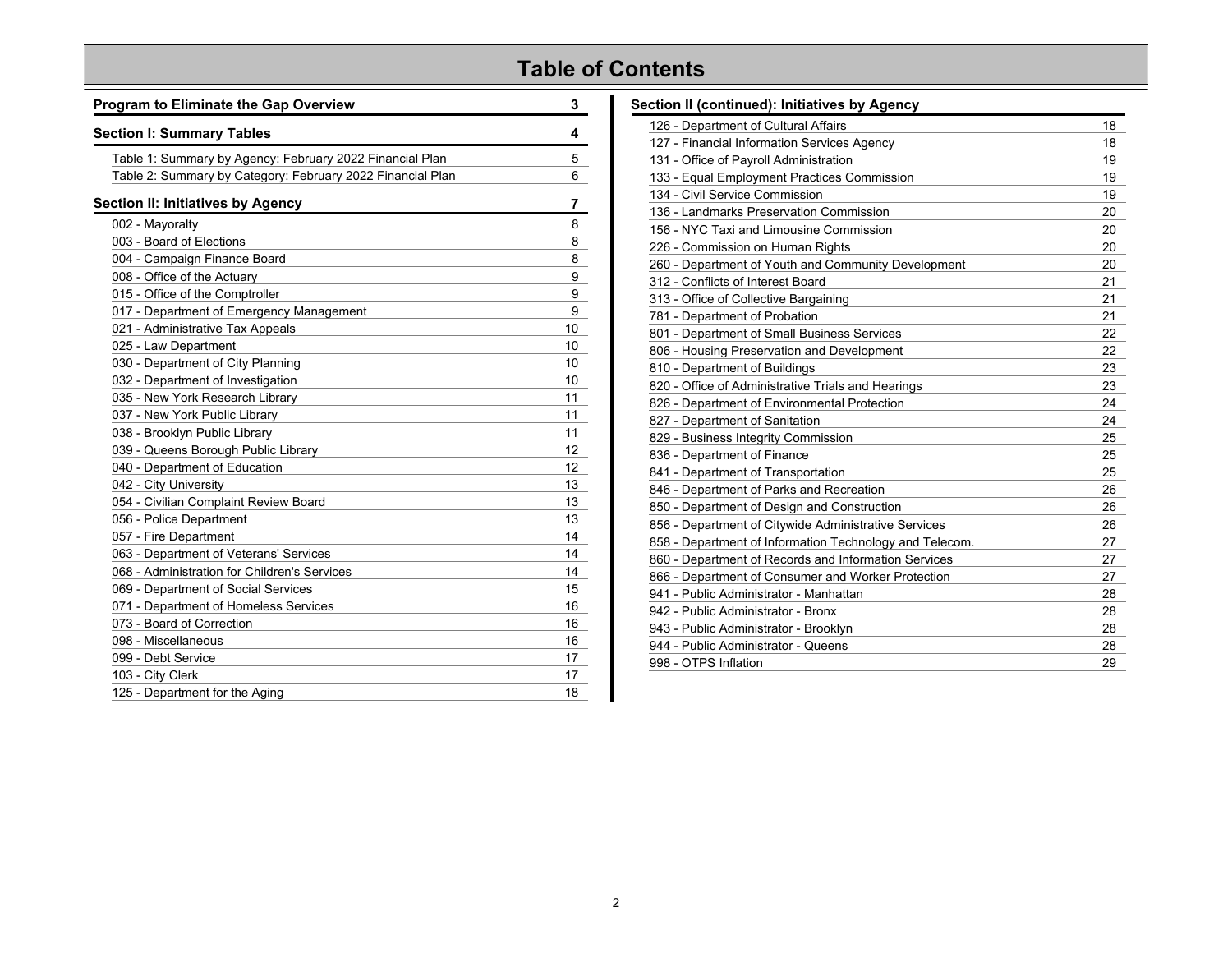# Table of Contents

| Program to Eliminate the Gap Overview | 3 |
|---|---|
| **Section I: Summary Tables** | **4** |
| Table 1: Summary by Agency: February 2022 Financial Plan | 5 |
| Table 2: Summary by Category: February 2022 Financial Plan | 6 |
| **Section II: Initiatives by Agency** | **7** |
| 002 - Mayoralty | 8 |
| 003 - Board of Elections | 8 |
| 004 - Campaign Finance Board | 8 |
| 008 - Office of the Actuary | 9 |
| 015 - Office of the Comptroller | 9 |
| 017 - Department of Emergency Management | 9 |
| 021 - Administrative Tax Appeals | 10 |
| 025 - Law Department | 10 |
| 030 - Department of City Planning | 10 |
| 032 - Department of Investigation | 10 |
| 035 - New York Research Library | 11 |
| 037 - New York Public Library | 11 |
| 038 - Brooklyn Public Library | 11 |
| 039 - Queens Borough Public Library | 12 |
| 040 - Department of Education | 12 |
| 042 - City University | 13 |
| 054 - Civilian Complaint Review Board | 13 |
| 056 - Police Department | 13 |
| 057 - Fire Department | 14 |
| 063 - Department of Veterans' Services | 14 |
| 068 - Administration for Children's Services | 14 |
| 069 - Department of Social Services | 15 |
| 071 - Department of Homeless Services | 16 |
| 073 - Board of Correction | 16 |
| 098 - Miscellaneous | 16 |
| 099 - Debt Service | 17 |
| 103 - City Clerk | 17 |
| 125 - Department for the Aging | 18 |

| **Section II (continued): Initiatives by Agency** | |
|---|---|
| 126 - Department of Cultural Affairs | 18 |
| 127 - Financial Information Services Agency | 18 |
| 131 - Office of Payroll Administration | 19 |
| 133 - Equal Employment Practices Commission | 19 |
| 134 - Civil Service Commission | 19 |
| 136 - Landmarks Preservation Commission | 20 |
| 156 - NYC Taxi and Limousine Commission | 20 |
| 226 - Commission on Human Rights | 20 |
| 260 - Department of Youth and Community Development | 20 |
| 312 - Conflicts of Interest Board | 21 |
| 313 - Office of Collective Bargaining | 21 |
| 781 - Department of Probation | 21 |
| 801 - Department of Small Business Services | 22 |
| 806 - Housing Preservation and Development | 22 |
| 810 - Department of Buildings | 23 |
| 820 - Office of Administrative Trials and Hearings | 23 |
| 826 - Department of Environmental Protection | 24 |
| 827 - Department of Sanitation | 24 |
| 829 - Business Integrity Commission | 25 |
| 836 - Department of Finance | 25 |
| 841 - Department of Transportation | 25 |
| 846 - Department of Parks and Recreation | 26 |
| 850 - Department of Design and Construction | 26 |
| 856 - Department of Citywide Administrative Services | 26 |
| 858 - Department of Information Technology and Telecom. | 27 |
| 860 - Department of Records and Information Services | 27 |
| 866 - Department of Consumer and Worker Protection | 27 |
| 941 - Public Administrator - Manhattan | 28 |
| 942 - Public Administrator - Bronx | 28 |
| 943 - Public Administrator - Brooklyn | 28 |
| 944 - Public Administrator - Queens | 28 |
| 998 - OTPS Inflation | 29 |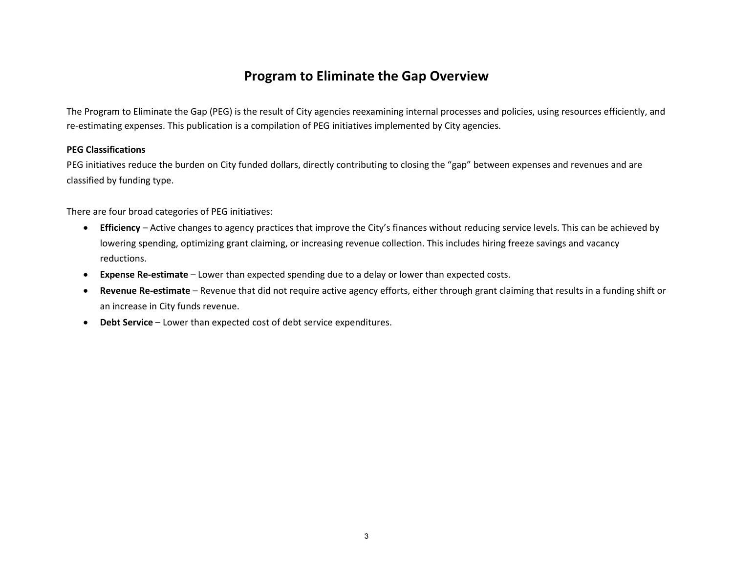# Program to Eliminate the Gap Overview

The Program to Eliminate the Gap (PEG) is the result of City agencies reexamining internal processes and policies, using resources efficiently, and re-estimating expenses. This publication is a compilation of PEG initiatives implemented by City agencies.

**PEG Classifications**

PEG initiatives reduce the burden on City funded dollars, directly contributing to closing the "gap" between expenses and revenues and are classified by funding type.

There are four broad categories of PEG initiatives:

- **Efficiency** – Active changes to agency practices that improve the City's finances without reducing service levels. This can be achieved by lowering spending, optimizing grant claiming, or increasing revenue collection. This includes hiring freeze savings and vacancy reductions.
- **Expense Re-estimate** – Lower than expected spending due to a delay or lower than expected costs.
- **Revenue Re-estimate** – Revenue that did not require active agency efforts, either through grant claiming that results in a funding shift or an increase in City funds revenue.
- **Debt Service** – Lower than expected cost of debt service expenditures.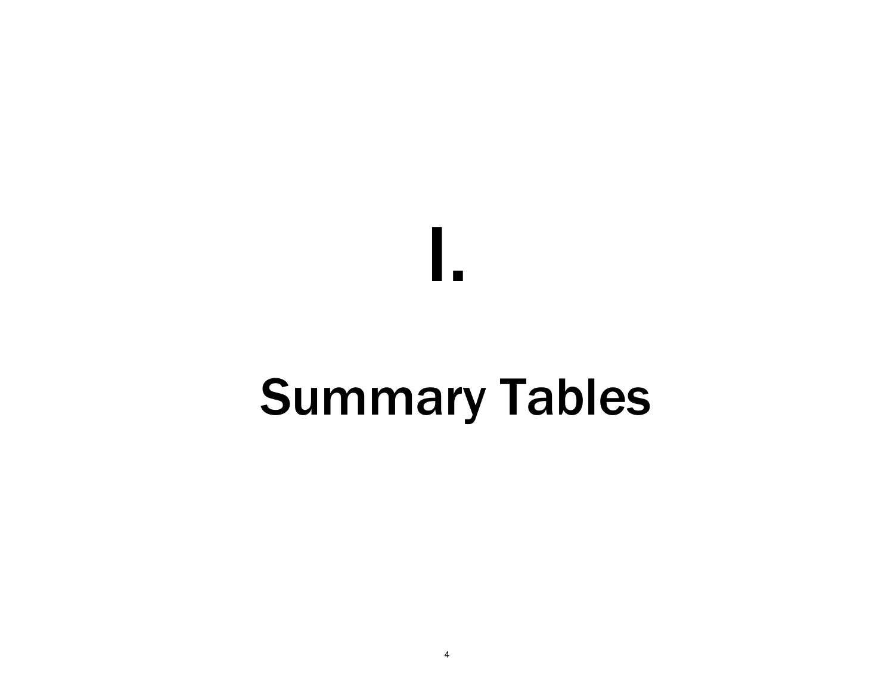# I.

# Summary Tables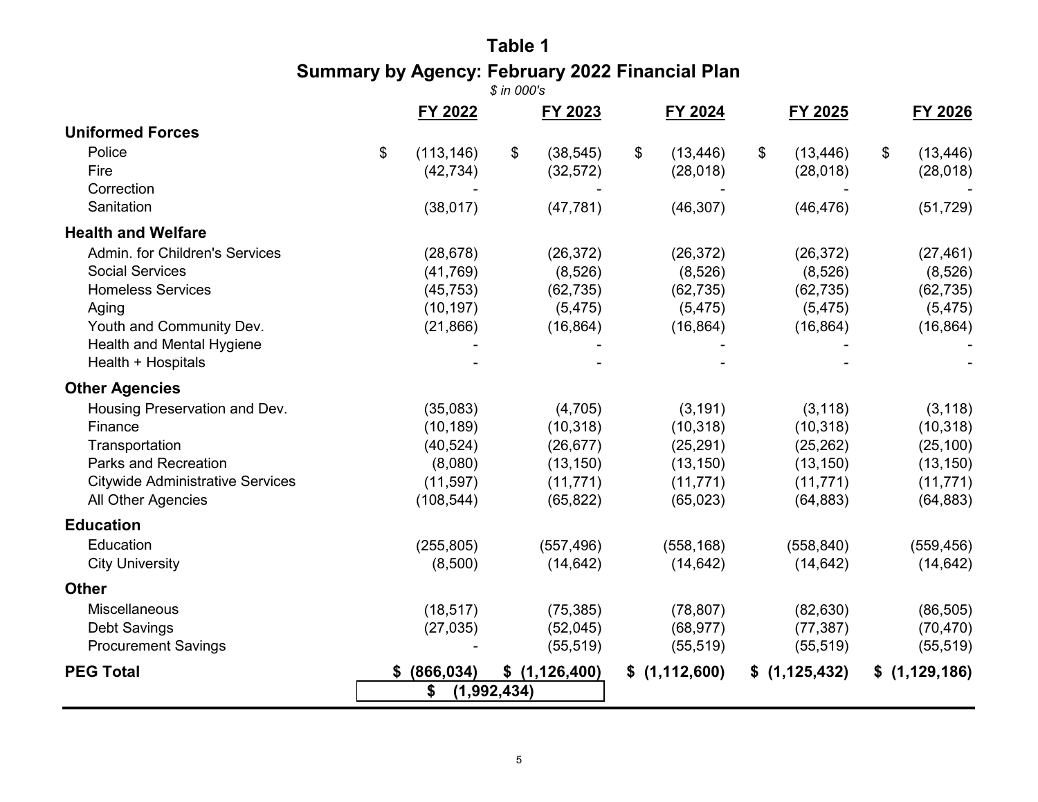# Table 1

## Summary by Agency: February 2022 Financial Plan

*$ in 000's*

| | FY 2022 | FY 2023 | FY 2024 | FY 2025 | FY 2026 |
|---|---|---|---|---|---|
| **Uniformed Forces** | | | | | |
| Police | $ (113,146) | $ (38,545) | $ (13,446) | $ (13,446) | $ (13,446) |
| Fire | (42,734) | (32,572) | (28,018) | (28,018) | (28,018) |
| Correction | - | - | - | - | - |
| Sanitation | (38,017) | (47,781) | (46,307) | (46,476) | (51,729) |
| **Health and Welfare** | | | | | |
| Admin. for Children's Services | (28,678) | (26,372) | (26,372) | (26,372) | (27,461) |
| Social Services | (41,769) | (8,526) | (8,526) | (8,526) | (8,526) |
| Homeless Services | (45,753) | (62,735) | (62,735) | (62,735) | (62,735) |
| Aging | (10,197) | (5,475) | (5,475) | (5,475) | (5,475) |
| Youth and Community Dev. | (21,866) | (16,864) | (16,864) | (16,864) | (16,864) |
| Health and Mental Hygiene | - | - | - | - | - |
| Health + Hospitals | - | - | - | - | - |
| **Other Agencies** | | | | | |
| Housing Preservation and Dev. | (35,083) | (4,705) | (3,191) | (3,118) | (3,118) |
| Finance | (10,189) | (10,318) | (10,318) | (10,318) | (10,318) |
| Transportation | (40,524) | (26,677) | (25,291) | (25,262) | (25,100) |
| Parks and Recreation | (8,080) | (13,150) | (13,150) | (13,150) | (13,150) |
| Citywide Administrative Services | (11,597) | (11,771) | (11,771) | (11,771) | (11,771) |
| All Other Agencies | (108,544) | (65,822) | (65,023) | (64,883) | (64,883) |
| **Education** | | | | | |
| Education | (255,805) | (557,496) | (558,168) | (558,840) | (559,456) |
| City University | (8,500) | (14,642) | (14,642) | (14,642) | (14,642) |
| **Other** | | | | | |
| Miscellaneous | (18,517) | (75,385) | (78,807) | (82,630) | (86,505) |
| Debt Savings | (27,035) | (52,045) | (68,977) | (77,387) | (70,470) |
| Procurement Savings | - | (55,519) | (55,519) | (55,519) | (55,519) |
| **PEG Total** | **$ (866,034)** | **$ (1,126,400)** | **$ (1,112,600)** | **$ (1,125,432)** | **$ (1,129,186)** |
| | **$ (1,992,434)** | | | | |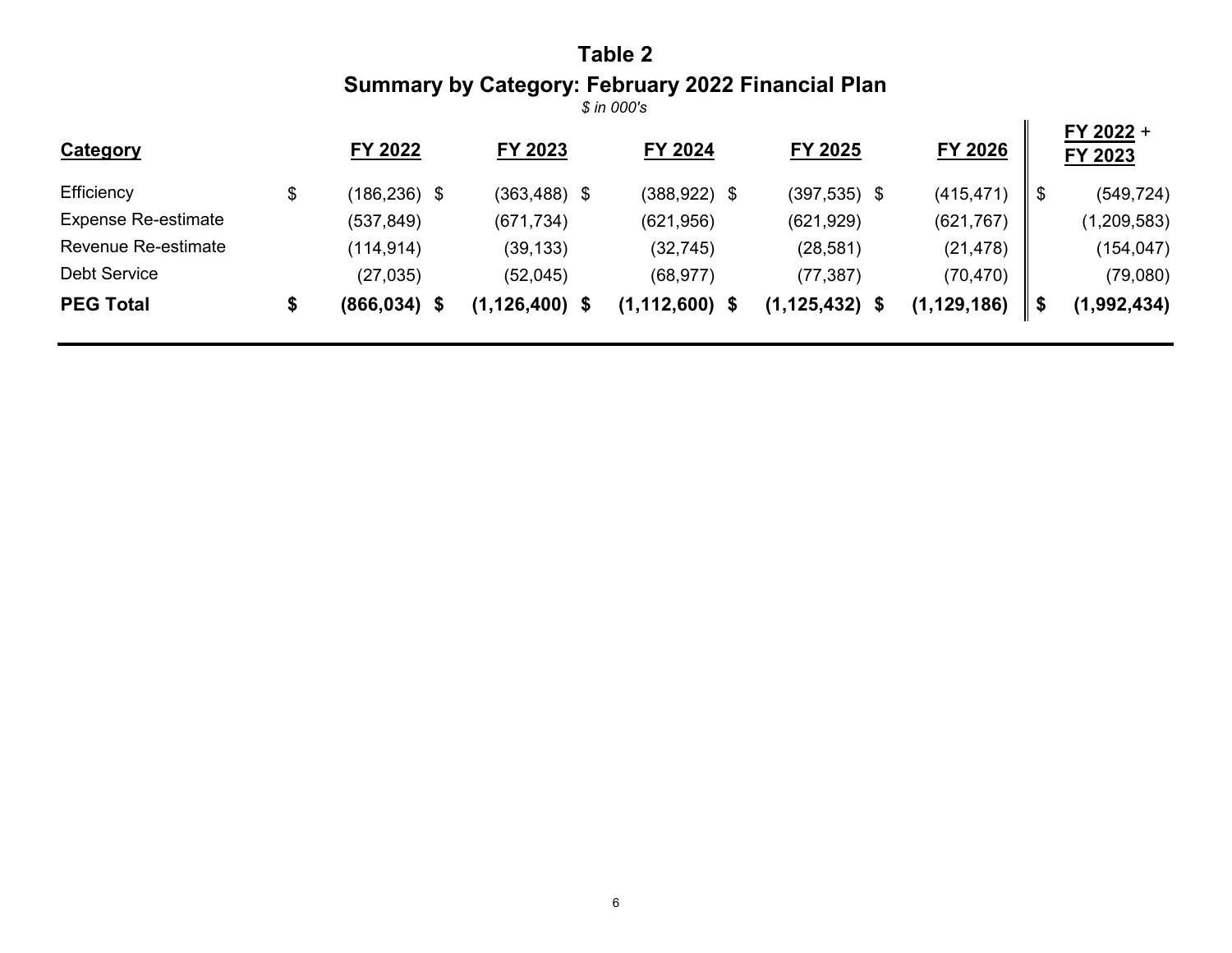# Table 2

## Summary by Category: February 2022 Financial Plan

*$ in 000's*

| Category | FY 2022 | FY 2023 | FY 2024 | FY 2025 | FY 2026 | FY 2022 + FY 2023 |
|---|---|---|---|---|---|---|
| Efficiency | $ (186,236) | $ (363,488) | $ (388,922) | $ (397,535) | $ (415,471) | $ (549,724) |
| Expense Re-estimate | (537,849) | (671,734) | (621,956) | (621,929) | (621,767) | (1,209,583) |
| Revenue Re-estimate | (114,914) | (39,133) | (32,745) | (28,581) | (21,478) | (154,047) |
| Debt Service | (27,035) | (52,045) | (68,977) | (77,387) | (70,470) | (79,080) |
| **PEG Total** | **$ (866,034)** | **$ (1,126,400)** | **$ (1,112,600)** | **$ (1,125,432)** | **$ (1,129,186)** | **$ (1,992,434)** |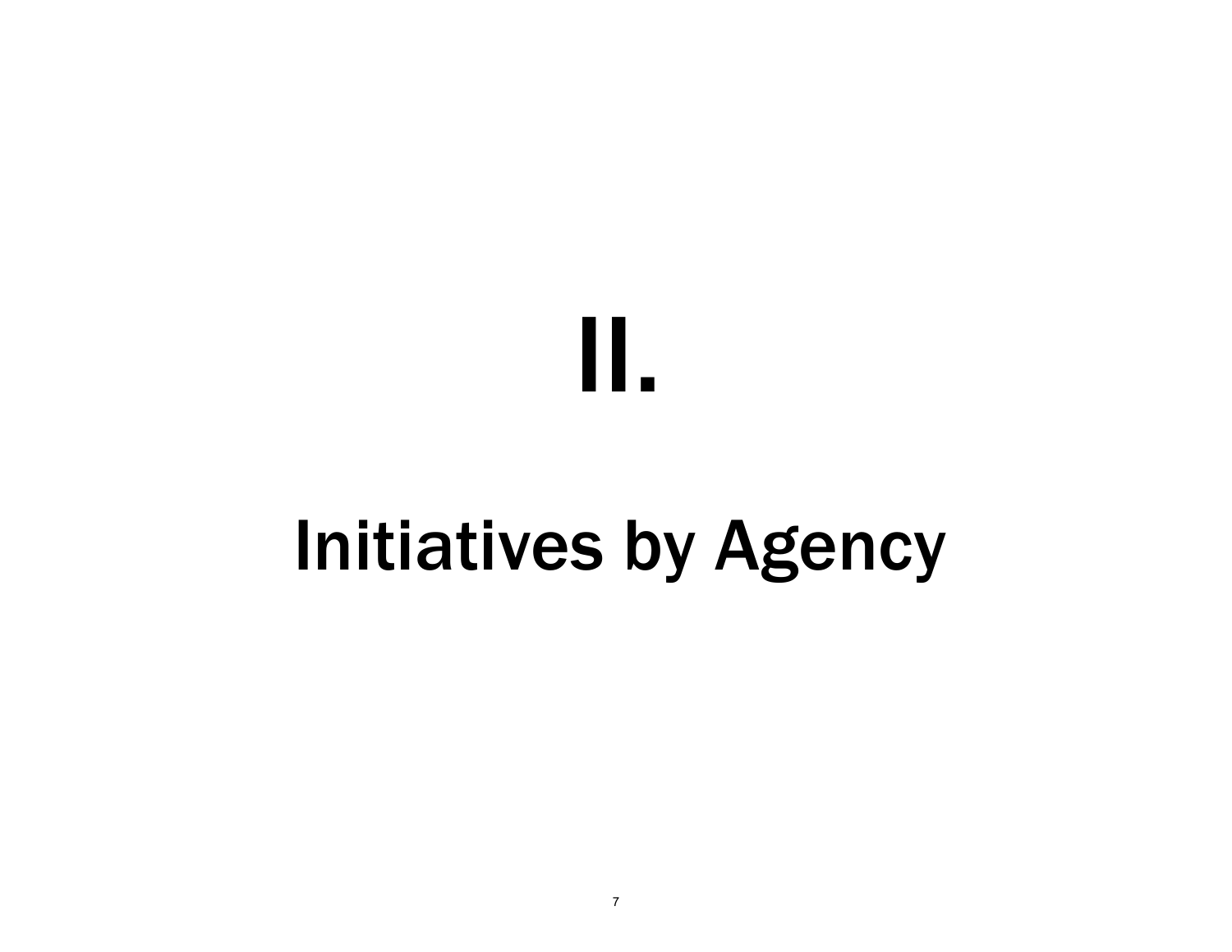# II.

# Initiatives by Agency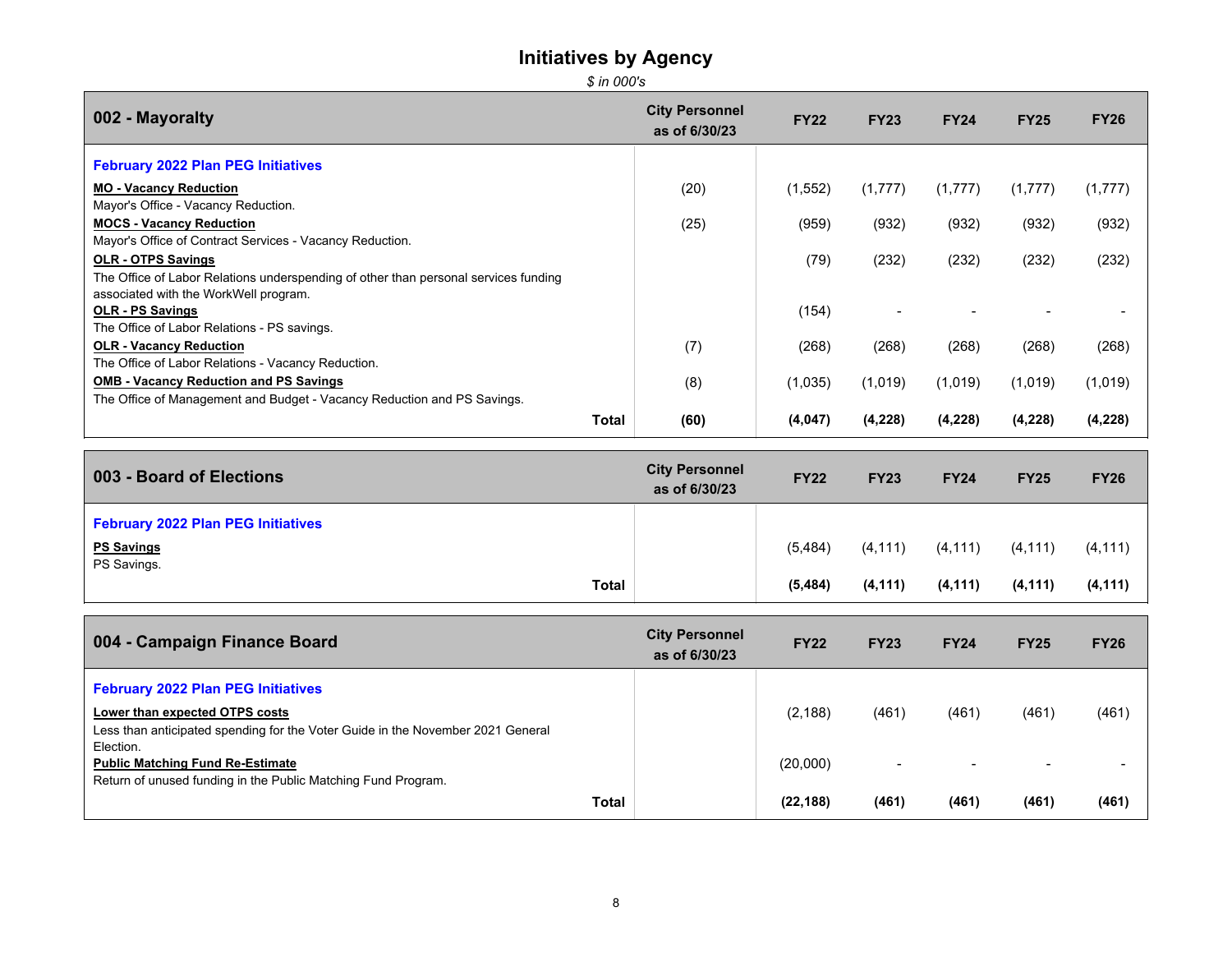# Initiatives by Agency

*$ in 000's*

| 002 - Mayoralty | City Personnel as of 6/30/23 | FY22 | FY23 | FY24 | FY25 | FY26 |
|---|---|---|---|---|---|---|
| **February 2022 Plan PEG Initiatives** | | | | | | |
| **MO - Vacancy Reduction**<br>Mayor's Office - Vacancy Reduction. | (20) | (1,552) | (1,777) | (1,777) | (1,777) | (1,777) |
| **MOCS - Vacancy Reduction**<br>Mayor's Office of Contract Services - Vacancy Reduction. | (25) | (959) | (932) | (932) | (932) | (932) |
| **OLR - OTPS Savings**<br>The Office of Labor Relations underspending of other than personal services funding associated with the WorkWell program. | | (79) | (232) | (232) | (232) | (232) |
| **OLR - PS Savings**<br>The Office of Labor Relations - PS savings. | | (154) | - | - | - | - |
| **OLR - Vacancy Reduction**<br>The Office of Labor Relations - Vacancy Reduction. | (7) | (268) | (268) | (268) | (268) | (268) |
| **OMB - Vacancy Reduction and PS Savings**<br>The Office of Management and Budget - Vacancy Reduction and PS Savings. | (8) | (1,035) | (1,019) | (1,019) | (1,019) | (1,019) |
| **Total** | **(60)** | **(4,047)** | **(4,228)** | **(4,228)** | **(4,228)** | **(4,228)** |

| 003 - Board of Elections | City Personnel as of 6/30/23 | FY22 | FY23 | FY24 | FY25 | FY26 |
|---|---|---|---|---|---|---|
| **February 2022 Plan PEG Initiatives** | | | | | | |
| **PS Savings**<br>PS Savings. | | (5,484) | (4,111) | (4,111) | (4,111) | (4,111) |
| **Total** | | **(5,484)** | **(4,111)** | **(4,111)** | **(4,111)** | **(4,111)** |

| 004 - Campaign Finance Board | City Personnel as of 6/30/23 | FY22 | FY23 | FY24 | FY25 | FY26 |
|---|---|---|---|---|---|---|
| **February 2022 Plan PEG Initiatives** | | | | | | |
| **Lower than expected OTPS costs**<br>Less than anticipated spending for the Voter Guide in the November 2021 General Election. | | (2,188) | (461) | (461) | (461) | (461) |
| **Public Matching Fund Re-Estimate**<br>Return of unused funding in the Public Matching Fund Program. | | (20,000) | - | - | - | - |
| **Total** | | **(22,188)** | **(461)** | **(461)** | **(461)** | **(461)** |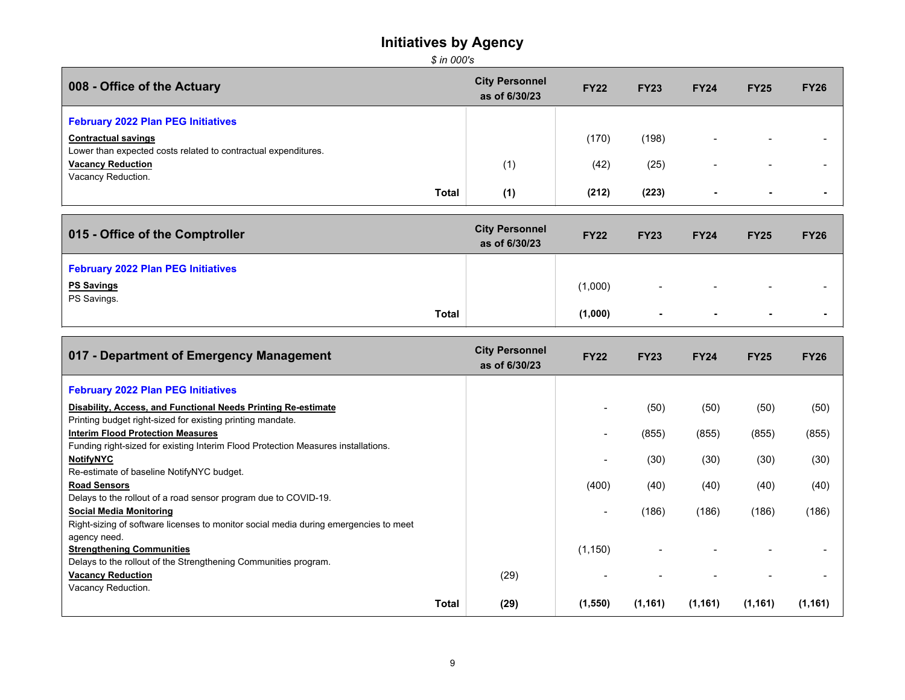# Initiatives by Agency

*$ in 000's*

| 008 - Office of the Actuary | City Personnel as of 6/30/23 | FY22 | FY23 | FY24 | FY25 | FY26 |
|---|---|---|---|---|---|---|
| **February 2022 Plan PEG Initiatives** | | | | | | |
| **Contractual savings**<br>Lower than expected costs related to contractual expenditures. | | (170) | (198) | - | - | - |
| **Vacancy Reduction**<br>Vacancy Reduction. | (1) | (42) | (25) | - | - | - |
| **Total** | **(1)** | **(212)** | **(223)** | **-** | **-** | **-** |

| 015 - Office of the Comptroller | City Personnel as of 6/30/23 | FY22 | FY23 | FY24 | FY25 | FY26 |
|---|---|---|---|---|---|---|
| **February 2022 Plan PEG Initiatives** | | | | | | |
| **PS Savings**<br>PS Savings. | | (1,000) | - | - | - | - |
| **Total** | | **(1,000)** | **-** | **-** | **-** | **-** |

| 017 - Department of Emergency Management | City Personnel as of 6/30/23 | FY22 | FY23 | FY24 | FY25 | FY26 |
|---|---|---|---|---|---|---|
| **February 2022 Plan PEG Initiatives** | | | | | | |
| **Disability, Access, and Functional Needs Printing Re-estimate**<br>Printing budget right-sized for existing printing mandate. | | - | (50) | (50) | (50) | (50) |
| **Interim Flood Protection Measures**<br>Funding right-sized for existing Interim Flood Protection Measures installations. | | - | (855) | (855) | (855) | (855) |
| **NotifyNYC**<br>Re-estimate of baseline NotifyNYC budget. | | - | (30) | (30) | (30) | (30) |
| **Road Sensors**<br>Delays to the rollout of a road sensor program due to COVID-19. | | (400) | (40) | (40) | (40) | (40) |
| **Social Media Monitoring**<br>Right-sizing of software licenses to monitor social media during emergencies to meet agency need. | | - | (186) | (186) | (186) | (186) |
| **Strengthening Communities**<br>Delays to the rollout of the Strengthening Communities program. | | (1,150) | - | - | - | - |
| **Vacancy Reduction**<br>Vacancy Reduction. | (29) | - | - | - | - | - |
| **Total** | **(29)** | **(1,550)** | **(1,161)** | **(1,161)** | **(1,161)** | **(1,161)** |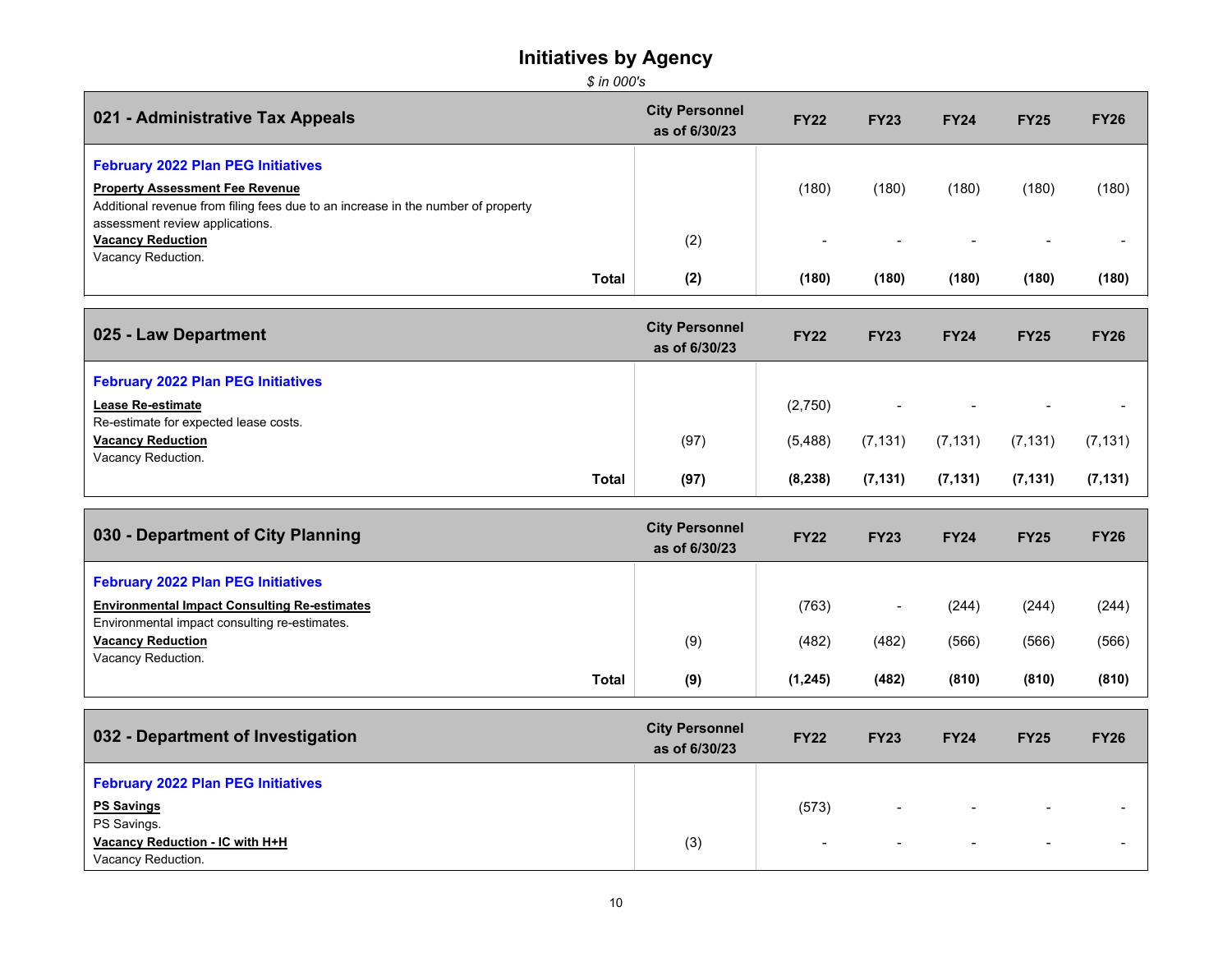# Initiatives by Agency

*$ in 000's*

| 021 - Administrative Tax Appeals | City Personnel as of 6/30/23 | FY22 | FY23 | FY24 | FY25 | FY26 |
|---|---|---|---|---|---|---|
| **February 2022 Plan PEG Initiatives** | | | | | | |
| **Property Assessment Fee Revenue**<br>Additional revenue from filing fees due to an increase in the number of property assessment review applications. | | (180) | (180) | (180) | (180) | (180) |
| **Vacancy Reduction**<br>Vacancy Reduction. | (2) | - | - | - | - | - |
| **Total** | **(2)** | **(180)** | **(180)** | **(180)** | **(180)** | **(180)** |

| 025 - Law Department | City Personnel as of 6/30/23 | FY22 | FY23 | FY24 | FY25 | FY26 |
|---|---|---|---|---|---|---|
| **February 2022 Plan PEG Initiatives** | | | | | | |
| **Lease Re-estimate**<br>Re-estimate for expected lease costs. | | (2,750) | - | - | - | - |
| **Vacancy Reduction**<br>Vacancy Reduction. | (97) | (5,488) | (7,131) | (7,131) | (7,131) | (7,131) |
| **Total** | **(97)** | **(8,238)** | **(7,131)** | **(7,131)** | **(7,131)** | **(7,131)** |

| 030 - Department of City Planning | City Personnel as of 6/30/23 | FY22 | FY23 | FY24 | FY25 | FY26 |
|---|---|---|---|---|---|---|
| **February 2022 Plan PEG Initiatives** | | | | | | |
| **Environmental Impact Consulting Re-estimates**<br>Environmental impact consulting re-estimates. | | (763) | - | (244) | (244) | (244) |
| **Vacancy Reduction**<br>Vacancy Reduction. | (9) | (482) | (482) | (566) | (566) | (566) |
| **Total** | **(9)** | **(1,245)** | **(482)** | **(810)** | **(810)** | **(810)** |

| 032 - Department of Investigation | City Personnel as of 6/30/23 | FY22 | FY23 | FY24 | FY25 | FY26 |
|---|---|---|---|---|---|---|
| **February 2022 Plan PEG Initiatives** | | | | | | |
| **PS Savings**<br>PS Savings. | | (573) | - | - | - | - |
| **Vacancy Reduction - IC with H+H**<br>Vacancy Reduction. | (3) | - | - | - | - | - |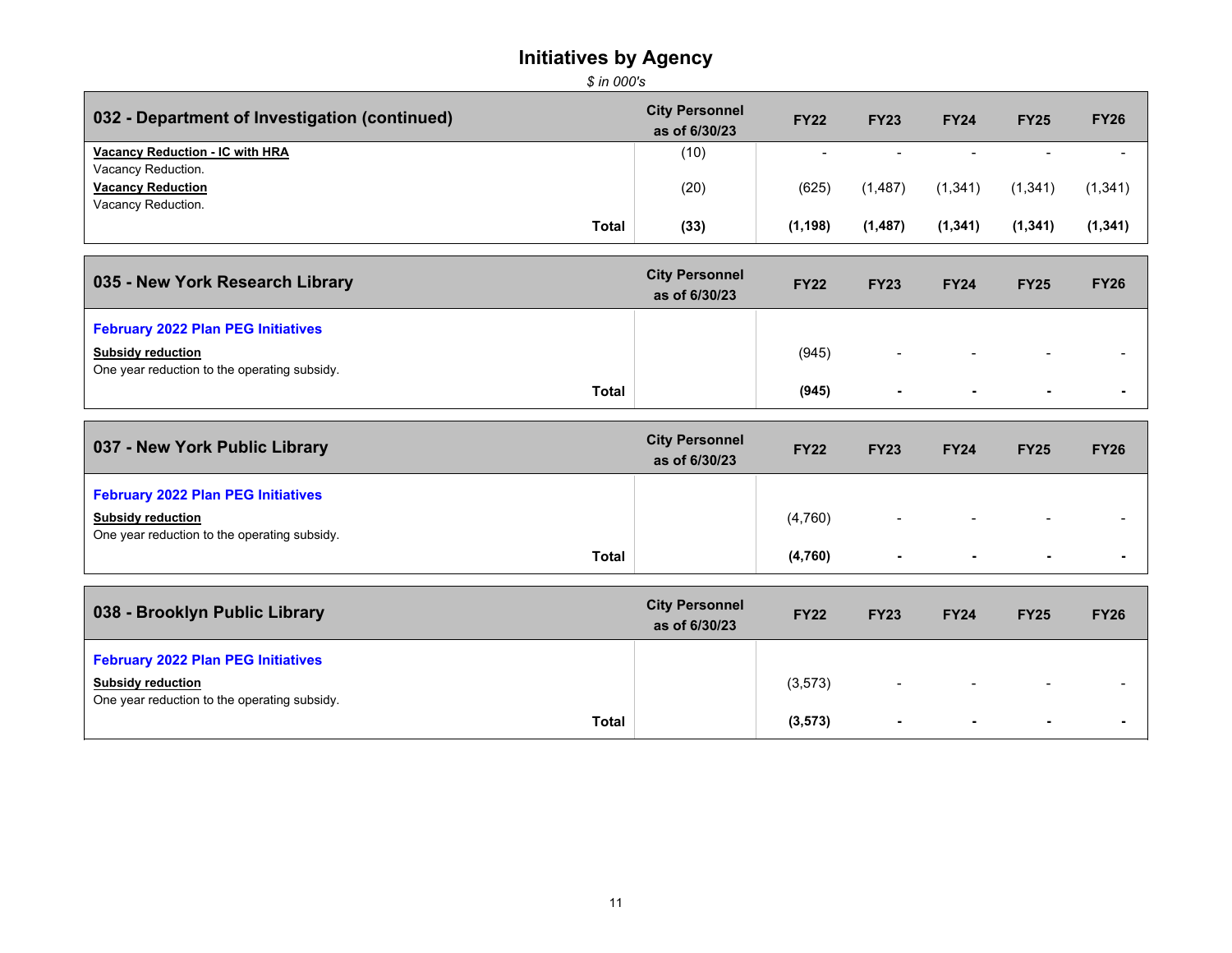# Initiatives by Agency

*$ in 000's*

| 032 - Department of Investigation (continued) | City Personnel as of 6/30/23 | FY22 | FY23 | FY24 | FY25 | FY26 |
|---|---|---|---|---|---|---|
| **Vacancy Reduction - IC with HRA**<br>Vacancy Reduction. | (10) | - | - | - | - | - |
| **Vacancy Reduction**<br>Vacancy Reduction. | (20) | (625) | (1,487) | (1,341) | (1,341) | (1,341) |
| **Total** | **(33)** | **(1,198)** | **(1,487)** | **(1,341)** | **(1,341)** | **(1,341)** |

| 035 - New York Research Library | City Personnel as of 6/30/23 | FY22 | FY23 | FY24 | FY25 | FY26 |
|---|---|---|---|---|---|---|
| **February 2022 Plan PEG Initiatives** | | | | | | |
| **Subsidy reduction**<br>One year reduction to the operating subsidy. | | (945) | - | - | - | - |
| **Total** | | **(945)** | **-** | **-** | **-** | **-** |

| 037 - New York Public Library | City Personnel as of 6/30/23 | FY22 | FY23 | FY24 | FY25 | FY26 |
|---|---|---|---|---|---|---|
| **February 2022 Plan PEG Initiatives** | | | | | | |
| **Subsidy reduction**<br>One year reduction to the operating subsidy. | | (4,760) | - | - | - | - |
| **Total** | | **(4,760)** | **-** | **-** | **-** | **-** |

| 038 - Brooklyn Public Library | City Personnel as of 6/30/23 | FY22 | FY23 | FY24 | FY25 | FY26 |
|---|---|---|---|---|---|---|
| **February 2022 Plan PEG Initiatives** | | | | | | |
| **Subsidy reduction**<br>One year reduction to the operating subsidy. | | (3,573) | - | - | - | - |
| **Total** | | **(3,573)** | **-** | **-** | **-** | **-** |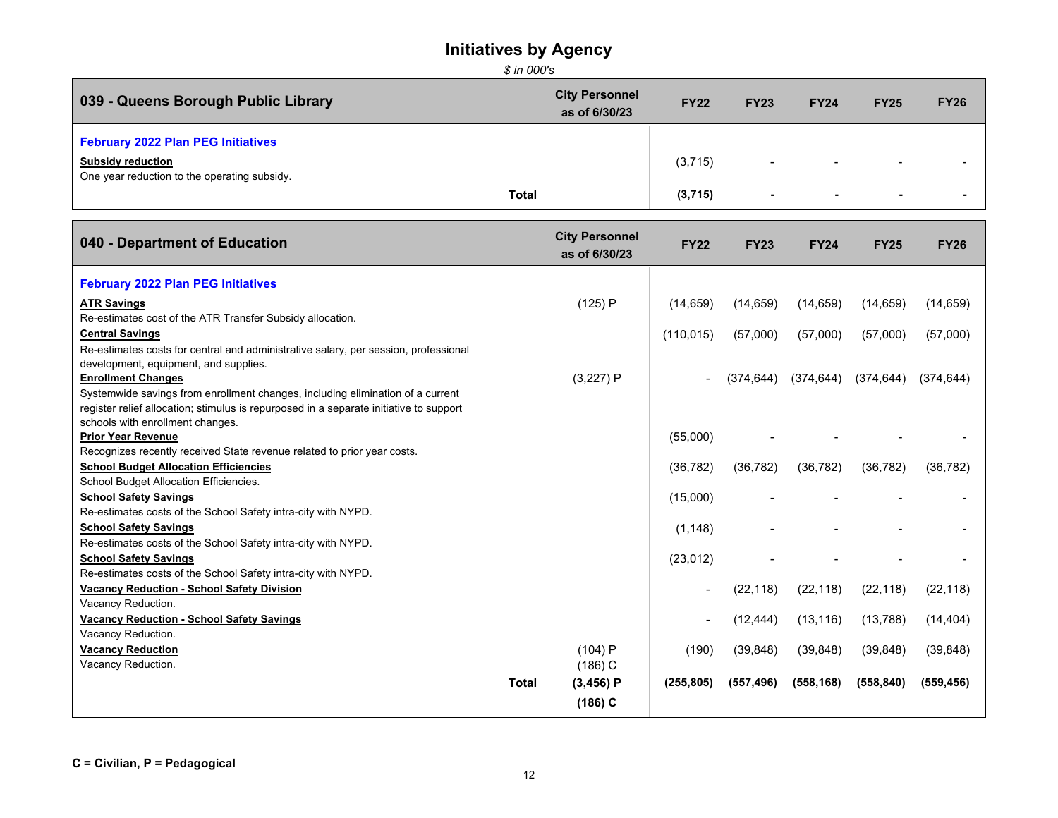# Initiatives by Agency

*$ in 000's*

| 039 - Queens Borough Public Library | City Personnel as of 6/30/23 | FY22 | FY23 | FY24 | FY25 | FY26 |
|---|---|---|---|---|---|---|
| **February 2022 Plan PEG Initiatives** | | | | | | |
| **Subsidy reduction** One year reduction to the operating subsidy. | | (3,715) | - | - | - | - |
| **Total** | | **(3,715)** | **-** | **-** | **-** | **-** |

| 040 - Department of Education | City Personnel as of 6/30/23 | FY22 | FY23 | FY24 | FY25 | FY26 |
|---|---|---|---|---|---|---|
| **February 2022 Plan PEG Initiatives** | | | | | | |
| **ATR Savings** Re-estimates cost of the ATR Transfer Subsidy allocation. | (125) P | (14,659) | (14,659) | (14,659) | (14,659) | (14,659) |
| **Central Savings** Re-estimates costs for central and administrative salary, per session, professional development, equipment, and supplies. | | (110,015) | (57,000) | (57,000) | (57,000) | (57,000) |
| **Enrollment Changes** Systemwide savings from enrollment changes, including elimination of a current register relief allocation; stimulus is repurposed in a separate initiative to support schools with enrollment changes. | (3,227) P | - | (374,644) | (374,644) | (374,644) | (374,644) |
| **Prior Year Revenue** Recognizes recently received State revenue related to prior year costs. | | (55,000) | - | - | - | - |
| **School Budget Allocation Efficiencies** School Budget Allocation Efficiencies. | | (36,782) | (36,782) | (36,782) | (36,782) | (36,782) |
| **School Safety Savings** Re-estimates costs of the School Safety intra-city with NYPD. | | (15,000) | - | - | - | - |
| **School Safety Savings** Re-estimates costs of the School Safety intra-city with NYPD. | | (1,148) | - | - | - | - |
| **School Safety Savings** Re-estimates costs of the School Safety intra-city with NYPD. | | (23,012) | - | - | - | - |
| **Vacancy Reduction - School Safety Division** Vacancy Reduction. | | - | (22,118) | (22,118) | (22,118) | (22,118) |
| **Vacancy Reduction - School Safety Savings** Vacancy Reduction. | | - | (12,444) | (13,116) | (13,788) | (14,404) |
| **Vacancy Reduction** Vacancy Reduction. | (104) P (186) C | (190) | (39,848) | (39,848) | (39,848) | (39,848) |
| **Total** | **(3,456) P (186) C** | **(255,805)** | **(557,496)** | **(558,168)** | **(558,840)** | **(559,456)** |

**C = Civilian, P = Pedagogical**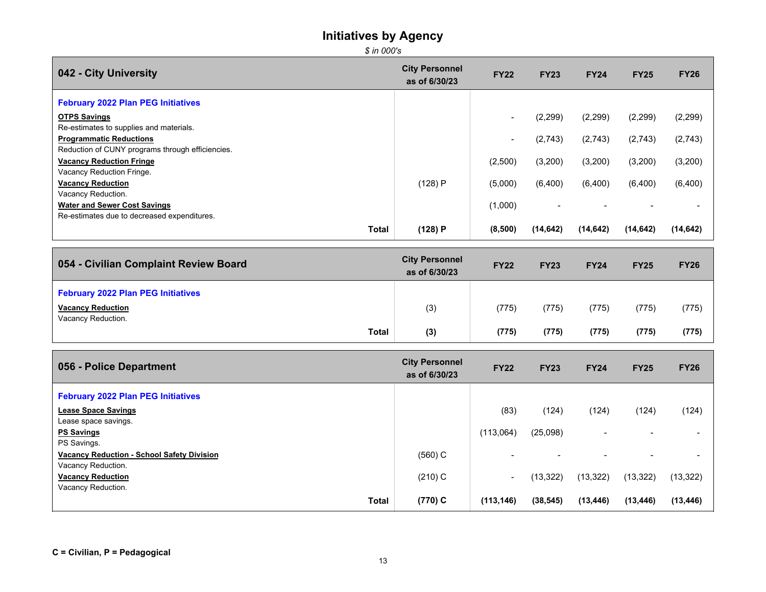# Initiatives by Agency

*$ in 000's*

| 042 - City University | City Personnel as of 6/30/23 | FY22 | FY23 | FY24 | FY25 | FY26 |
|---|---|---|---|---|---|---|
| **February 2022 Plan PEG Initiatives** | | | | | | |
| **OTPS Savings**<br>Re-estimates to supplies and materials. | | - | (2,299) | (2,299) | (2,299) | (2,299) |
| **Programmatic Reductions**<br>Reduction of CUNY programs through efficiencies. | | - | (2,743) | (2,743) | (2,743) | (2,743) |
| **Vacancy Reduction Fringe**<br>Vacancy Reduction Fringe. | | (2,500) | (3,200) | (3,200) | (3,200) | (3,200) |
| **Vacancy Reduction**<br>Vacancy Reduction. | (128) P | (5,000) | (6,400) | (6,400) | (6,400) | (6,400) |
| **Water and Sewer Cost Savings**<br>Re-estimates due to decreased expenditures. | | (1,000) | - | - | - | - |
| **Total** | **(128) P** | **(8,500)** | **(14,642)** | **(14,642)** | **(14,642)** | **(14,642)** |

| 054 - Civilian Complaint Review Board | City Personnel as of 6/30/23 | FY22 | FY23 | FY24 | FY25 | FY26 |
|---|---|---|---|---|---|---|
| **February 2022 Plan PEG Initiatives** | | | | | | |
| **Vacancy Reduction**<br>Vacancy Reduction. | (3) | (775) | (775) | (775) | (775) | (775) |
| **Total** | **(3)** | **(775)** | **(775)** | **(775)** | **(775)** | **(775)** |

| 056 - Police Department | City Personnel as of 6/30/23 | FY22 | FY23 | FY24 | FY25 | FY26 |
|---|---|---|---|---|---|---|
| **February 2022 Plan PEG Initiatives** | | | | | | |
| **Lease Space Savings**<br>Lease space savings. | | (83) | (124) | (124) | (124) | (124) |
| **PS Savings**<br>PS Savings. | | (113,064) | (25,098) | - | - | - |
| **Vacancy Reduction - School Safety Division**<br>Vacancy Reduction. | (560) C | - | - | - | - | - |
| **Vacancy Reduction**<br>Vacancy Reduction. | (210) C | - | (13,322) | (13,322) | (13,322) | (13,322) |
| **Total** | **(770) C** | **(113,146)** | **(38,545)** | **(13,446)** | **(13,446)** | **(13,446)** |

**C = Civilian, P = Pedagogical**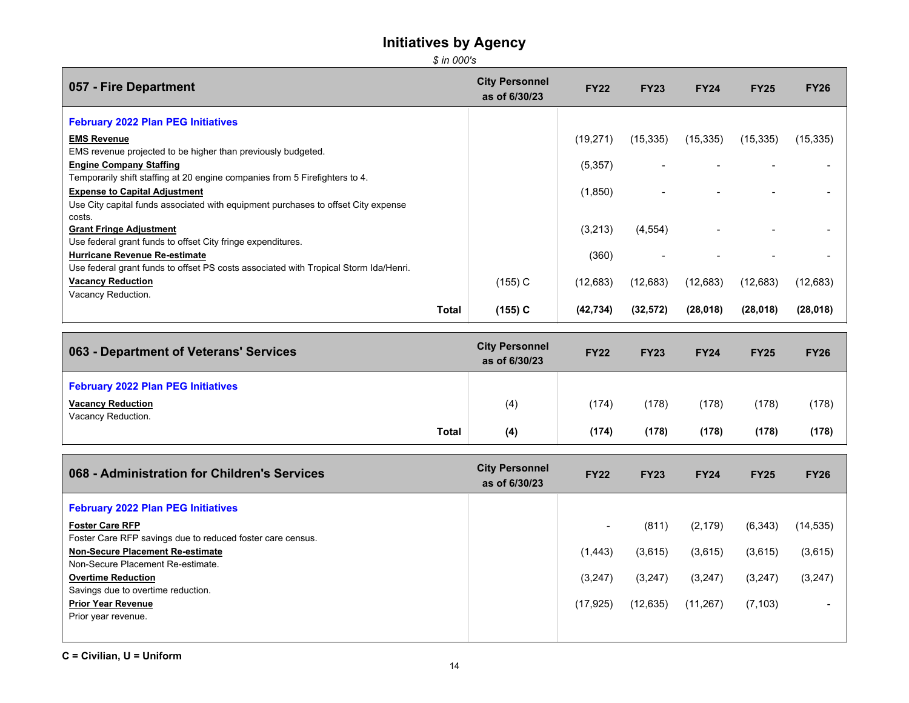# Initiatives by Agency

*$ in 000's*

| 057 - Fire Department | City Personnel as of 6/30/23 | FY22 | FY23 | FY24 | FY25 | FY26 |
|---|---|---|---|---|---|---|
| **February 2022 Plan PEG Initiatives** | | | | | | |
| **EMS Revenue**<br>EMS revenue projected to be higher than previously budgeted. | | (19,271) | (15,335) | (15,335) | (15,335) | (15,335) |
| **Engine Company Staffing**<br>Temporarily shift staffing at 20 engine companies from 5 Firefighters to 4. | | (5,357) | - | - | - | - |
| **Expense to Capital Adjustment**<br>Use City capital funds associated with equipment purchases to offset City expense costs. | | (1,850) | - | - | - | - |
| **Grant Fringe Adjustment**<br>Use federal grant funds to offset City fringe expenditures. | | (3,213) | (4,554) | - | - | - |
| **Hurricane Revenue Re-estimate**<br>Use federal grant funds to offset PS costs associated with Tropical Storm Ida/Henri. | | (360) | - | - | - | - |
| **Vacancy Reduction**<br>Vacancy Reduction. | (155) C | (12,683) | (12,683) | (12,683) | (12,683) | (12,683) |
| **Total** | **(155) C** | **(42,734)** | **(32,572)** | **(28,018)** | **(28,018)** | **(28,018)** |

| 063 - Department of Veterans' Services | City Personnel as of 6/30/23 | FY22 | FY23 | FY24 | FY25 | FY26 |
|---|---|---|---|---|---|---|
| **February 2022 Plan PEG Initiatives** | | | | | | |
| **Vacancy Reduction**<br>Vacancy Reduction. | (4) | (174) | (178) | (178) | (178) | (178) |
| **Total** | **(4)** | **(174)** | **(178)** | **(178)** | **(178)** | **(178)** |

| 068 - Administration for Children's Services | City Personnel as of 6/30/23 | FY22 | FY23 | FY24 | FY25 | FY26 |
|---|---|---|---|---|---|---|
| **February 2022 Plan PEG Initiatives** | | | | | | |
| **Foster Care RFP**<br>Foster Care RFP savings due to reduced foster care census. | | - | (811) | (2,179) | (6,343) | (14,535) |
| **Non-Secure Placement Re-estimate**<br>Non-Secure Placement Re-estimate. | | (1,443) | (3,615) | (3,615) | (3,615) | (3,615) |
| **Overtime Reduction**<br>Savings due to overtime reduction. | | (3,247) | (3,247) | (3,247) | (3,247) | (3,247) |
| **Prior Year Revenue**<br>Prior year revenue. | | (17,925) | (12,635) | (11,267) | (7,103) | - |

**C = Civilian, U = Uniform**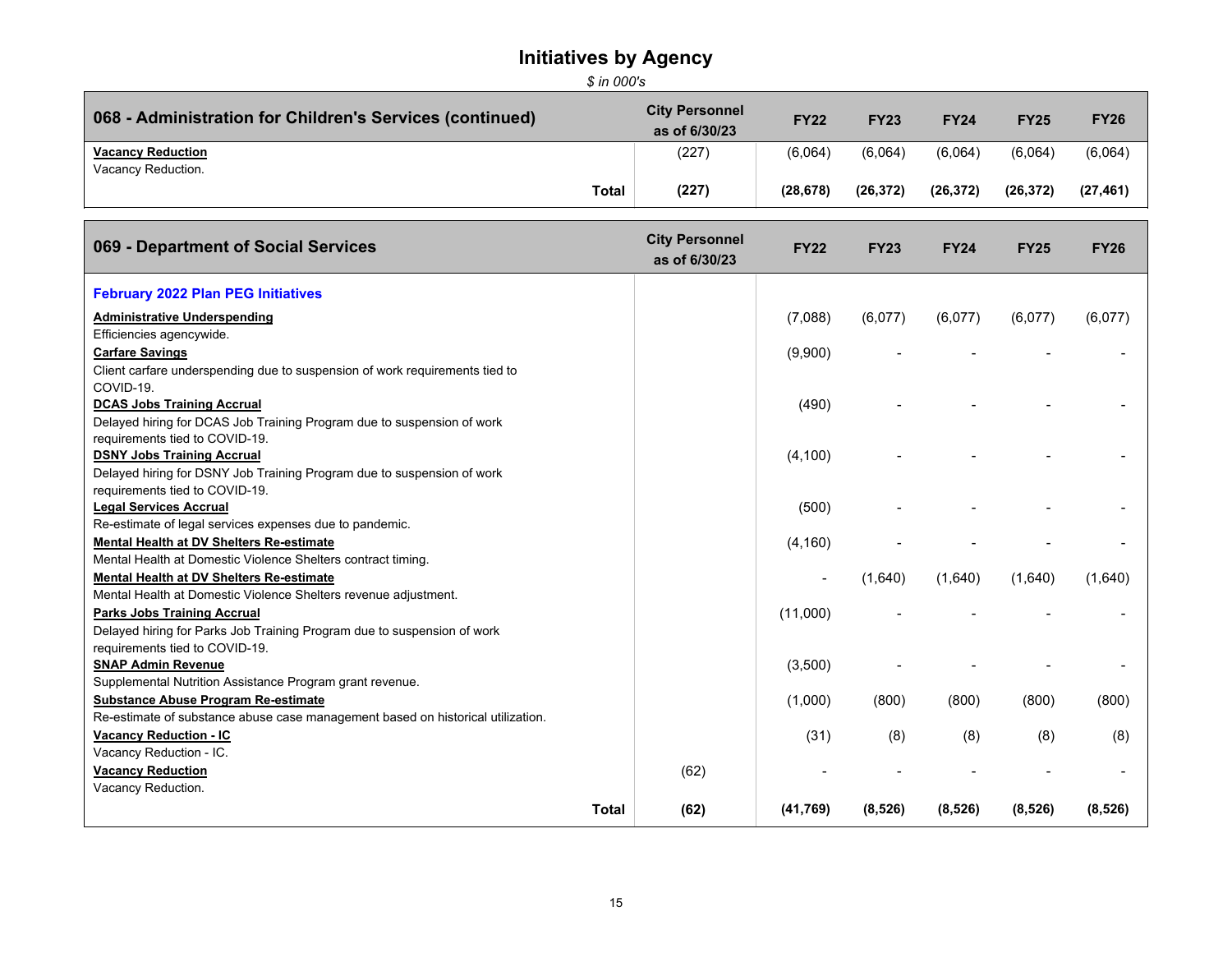# Initiatives by Agency

*$ in 000's*

| 068 - Administration for Children's Services (continued) | City Personnel as of 6/30/23 | FY22 | FY23 | FY24 | FY25 | FY26 |
|---|---|---|---|---|---|---|
| **Vacancy Reduction**<br>Vacancy Reduction. | (227) | (6,064) | (6,064) | (6,064) | (6,064) | (6,064) |
| **Total** | **(227)** | **(28,678)** | **(26,372)** | **(26,372)** | **(26,372)** | **(27,461)** |

| 069 - Department of Social Services | City Personnel as of 6/30/23 | FY22 | FY23 | FY24 | FY25 | FY26 |
|---|---|---|---|---|---|---|
| **February 2022 Plan PEG Initiatives** | | | | | | |
| **Administrative Underspending**<br>Efficiencies agencywide. | | (7,088) | (6,077) | (6,077) | (6,077) | (6,077) |
| **Carfare Savings**<br>Client carfare underspending due to suspension of work requirements tied to COVID-19. | | (9,900) | - | - | - | - |
| **DCAS Jobs Training Accrual**<br>Delayed hiring for DCAS Job Training Program due to suspension of work requirements tied to COVID-19. | | (490) | - | - | - | - |
| **DSNY Jobs Training Accrual**<br>Delayed hiring for DSNY Job Training Program due to suspension of work requirements tied to COVID-19. | | (4,100) | - | - | - | - |
| **Legal Services Accrual**<br>Re-estimate of legal services expenses due to pandemic. | | (500) | - | - | - | - |
| **Mental Health at DV Shelters Re-estimate**<br>Mental Health at Domestic Violence Shelters contract timing. | | (4,160) | - | - | - | - |
| **Mental Health at DV Shelters Re-estimate**<br>Mental Health at Domestic Violence Shelters revenue adjustment. | | - | (1,640) | (1,640) | (1,640) | (1,640) |
| **Parks Jobs Training Accrual**<br>Delayed hiring for Parks Job Training Program due to suspension of work requirements tied to COVID-19. | | (11,000) | - | - | - | - |
| **SNAP Admin Revenue**<br>Supplemental Nutrition Assistance Program grant revenue. | | (3,500) | - | - | - | - |
| **Substance Abuse Program Re-estimate**<br>Re-estimate of substance abuse case management based on historical utilization. | | (1,000) | (800) | (800) | (800) | (800) |
| **Vacancy Reduction - IC**<br>Vacancy Reduction - IC. | | (31) | (8) | (8) | (8) | (8) |
| **Vacancy Reduction**<br>Vacancy Reduction. | (62) | - | - | - | - | - |
| **Total** | **(62)** | **(41,769)** | **(8,526)** | **(8,526)** | **(8,526)** | **(8,526)** |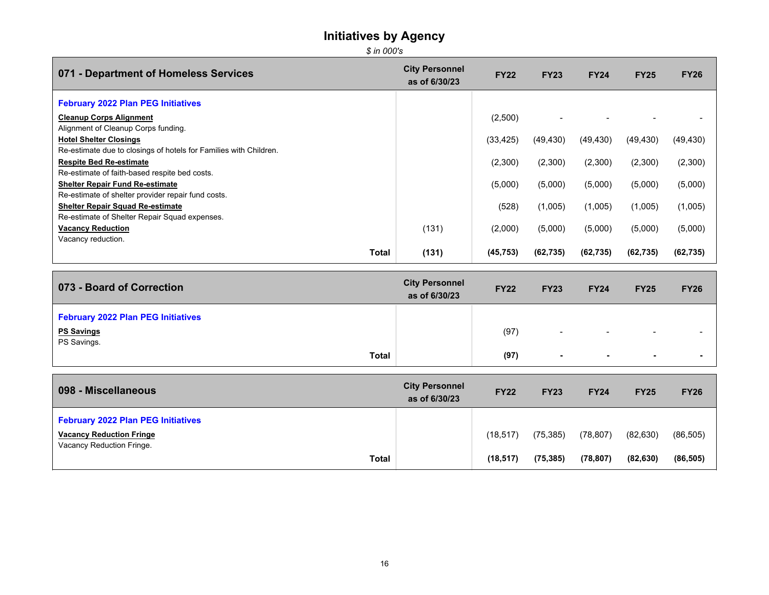# Initiatives by Agency

*$ in 000's*

| 071 - Department of Homeless Services | City Personnel as of 6/30/23 | FY22 | FY23 | FY24 | FY25 | FY26 |
|---|---|---|---|---|---|---|
| **February 2022 Plan PEG Initiatives** | | | | | | |
| **Cleanup Corps Alignment**<br>Alignment of Cleanup Corps funding. | | (2,500) | - | - | - | - |
| **Hotel Shelter Closings**<br>Re-estimate due to closings of hotels for Families with Children. | | (33,425) | (49,430) | (49,430) | (49,430) | (49,430) |
| **Respite Bed Re-estimate**<br>Re-estimate of faith-based respite bed costs. | | (2,300) | (2,300) | (2,300) | (2,300) | (2,300) |
| **Shelter Repair Fund Re-estimate**<br>Re-estimate of shelter provider repair fund costs. | | (5,000) | (5,000) | (5,000) | (5,000) | (5,000) |
| **Shelter Repair Squad Re-estimate**<br>Re-estimate of Shelter Repair Squad expenses. | | (528) | (1,005) | (1,005) | (1,005) | (1,005) |
| **Vacancy Reduction**<br>Vacancy reduction. | (131) | (2,000) | (5,000) | (5,000) | (5,000) | (5,000) |
| **Total** | **(131)** | **(45,753)** | **(62,735)** | **(62,735)** | **(62,735)** | **(62,735)** |

| 073 - Board of Correction | City Personnel as of 6/30/23 | FY22 | FY23 | FY24 | FY25 | FY26 |
|---|---|---|---|---|---|---|
| **February 2022 Plan PEG Initiatives** | | | | | | |
| **PS Savings**<br>PS Savings. | | (97) | - | - | - | - |
| **Total** | | **(97)** | **-** | **-** | **-** | **-** |

| 098 - Miscellaneous | City Personnel as of 6/30/23 | FY22 | FY23 | FY24 | FY25 | FY26 |
|---|---|---|---|---|---|---|
| **February 2022 Plan PEG Initiatives** | | | | | | |
| **Vacancy Reduction Fringe**<br>Vacancy Reduction Fringe. | | (18,517) | (75,385) | (78,807) | (82,630) | (86,505) |
| **Total** | | **(18,517)** | **(75,385)** | **(78,807)** | **(82,630)** | **(86,505)** |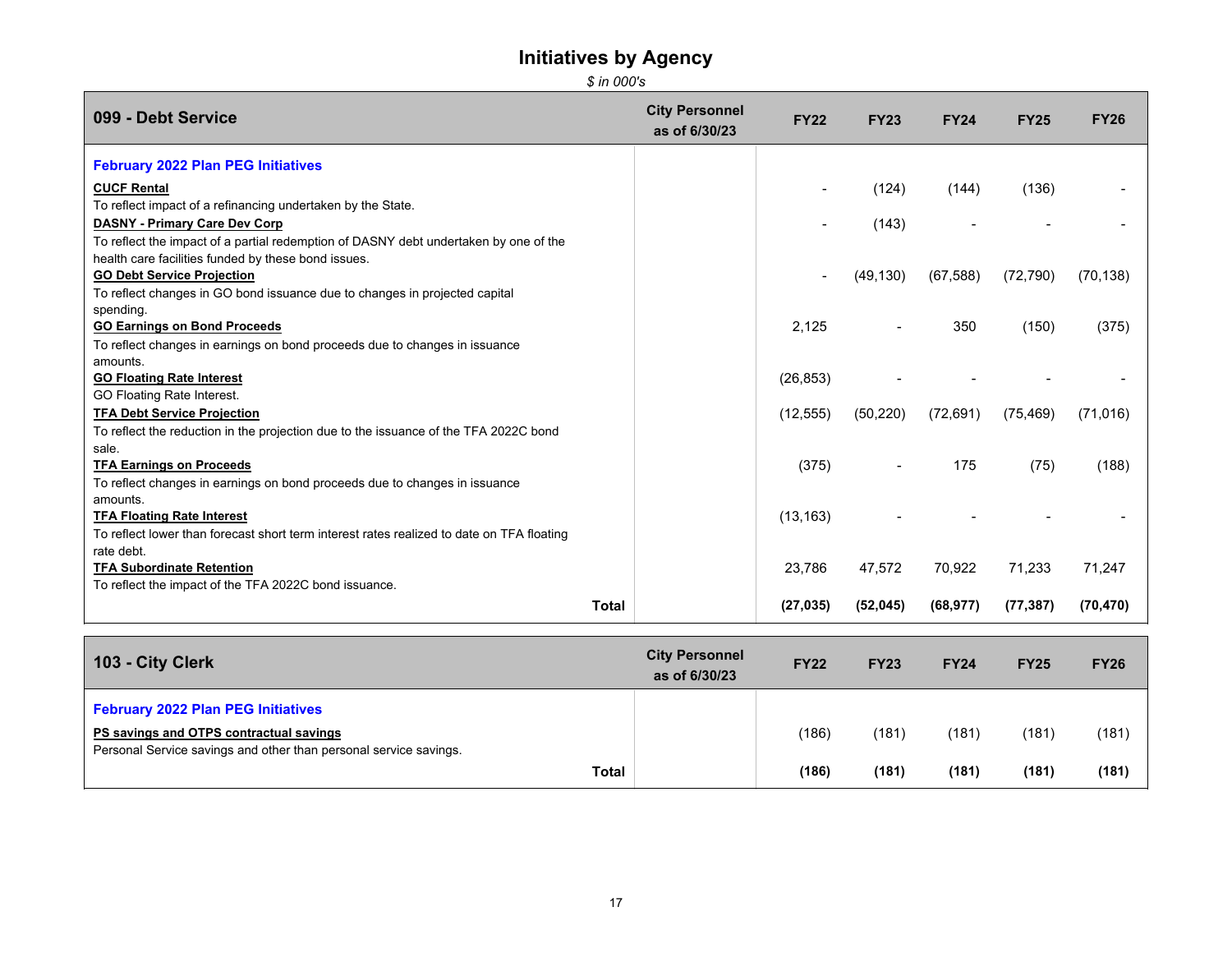# Initiatives by Agency

*$ in 000's*

| 099 - Debt Service | City Personnel as of 6/30/23 | FY22 | FY23 | FY24 | FY25 | FY26 |
|---|---|---|---|---|---|---|
| **February 2022 Plan PEG Initiatives** | | | | | | |
| **CUCF Rental**<br>To reflect impact of a refinancing undertaken by the State. | | - | (124) | (144) | (136) | - |
| **DASNY - Primary Care Dev Corp**<br>To reflect the impact of a partial redemption of DASNY debt undertaken by one of the health care facilities funded by these bond issues. | | - | (143) | - | - | - |
| **GO Debt Service Projection**<br>To reflect changes in GO bond issuance due to changes in projected capital spending. | | - | (49,130) | (67,588) | (72,790) | (70,138) |
| **GO Earnings on Bond Proceeds**<br>To reflect changes in earnings on bond proceeds due to changes in issuance amounts. | | 2,125 | - | 350 | (150) | (375) |
| **GO Floating Rate Interest**<br>GO Floating Rate Interest. | | (26,853) | - | - | - | - |
| **TFA Debt Service Projection**<br>To reflect the reduction in the projection due to the issuance of the TFA 2022C bond sale. | | (12,555) | (50,220) | (72,691) | (75,469) | (71,016) |
| **TFA Earnings on Proceeds**<br>To reflect changes in earnings on bond proceeds due to changes in issuance amounts. | | (375) | - | 175 | (75) | (188) |
| **TFA Floating Rate Interest**<br>To reflect lower than forecast short term interest rates realized to date on TFA floating rate debt. | | (13,163) | - | - | - | - |
| **TFA Subordinate Retention**<br>To reflect the impact of the TFA 2022C bond issuance. | | 23,786 | 47,572 | 70,922 | 71,233 | 71,247 |
| **Total** | | **(27,035)** | **(52,045)** | **(68,977)** | **(77,387)** | **(70,470)** |

| 103 - City Clerk | City Personnel as of 6/30/23 | FY22 | FY23 | FY24 | FY25 | FY26 |
|---|---|---|---|---|---|---|
| **February 2022 Plan PEG Initiatives** | | | | | | |
| **PS savings and OTPS contractual savings**<br>Personal Service savings and other than personal service savings. | | (186) | (181) | (181) | (181) | (181) |
| **Total** | | **(186)** | **(181)** | **(181)** | **(181)** | **(181)** |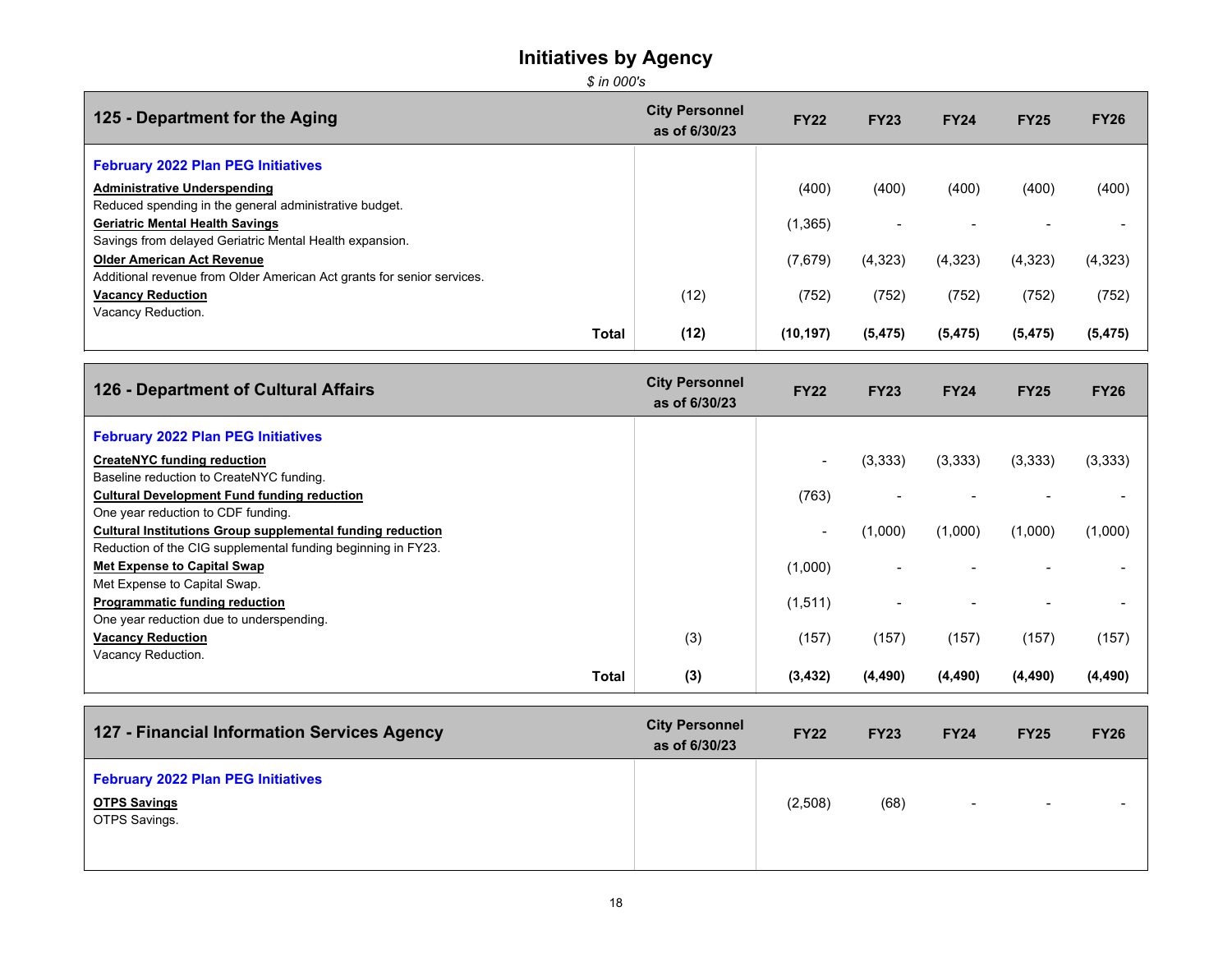# Initiatives by Agency

*$ in 000's*

| 125 - Department for the Aging | City Personnel as of 6/30/23 | FY22 | FY23 | FY24 | FY25 | FY26 |
|---|---|---|---|---|---|---|
| **February 2022 Plan PEG Initiatives** | | | | | | |
| **Administrative Underspending**<br>Reduced spending in the general administrative budget. | | (400) | (400) | (400) | (400) | (400) |
| **Geriatric Mental Health Savings**<br>Savings from delayed Geriatric Mental Health expansion. | | (1,365) | - | - | - | - |
| **Older American Act Revenue**<br>Additional revenue from Older American Act grants for senior services. | | (7,679) | (4,323) | (4,323) | (4,323) | (4,323) |
| **Vacancy Reduction**<br>Vacancy Reduction. | (12) | (752) | (752) | (752) | (752) | (752) |
| **Total** | **(12)** | **(10,197)** | **(5,475)** | **(5,475)** | **(5,475)** | **(5,475)** |

| 126 - Department of Cultural Affairs | City Personnel as of 6/30/23 | FY22 | FY23 | FY24 | FY25 | FY26 |
|---|---|---|---|---|---|---|
| **February 2022 Plan PEG Initiatives** | | | | | | |
| **CreateNYC funding reduction**<br>Baseline reduction to CreateNYC funding. | | - | (3,333) | (3,333) | (3,333) | (3,333) |
| **Cultural Development Fund funding reduction**<br>One year reduction to CDF funding. | | (763) | - | - | - | - |
| **Cultural Institutions Group supplemental funding reduction**<br>Reduction of the CIG supplemental funding beginning in FY23. | | - | (1,000) | (1,000) | (1,000) | (1,000) |
| **Met Expense to Capital Swap**<br>Met Expense to Capital Swap. | | (1,000) | - | - | - | - |
| **Programmatic funding reduction**<br>One year reduction due to underspending. | | (1,511) | - | - | - | - |
| **Vacancy Reduction**<br>Vacancy Reduction. | (3) | (157) | (157) | (157) | (157) | (157) |
| **Total** | **(3)** | **(3,432)** | **(4,490)** | **(4,490)** | **(4,490)** | **(4,490)** |

| 127 - Financial Information Services Agency | City Personnel as of 6/30/23 | FY22 | FY23 | FY24 | FY25 | FY26 |
|---|---|---|---|---|---|---|
| **February 2022 Plan PEG Initiatives** | | | | | | |
| **OTPS Savings**<br>OTPS Savings. | | (2,508) | (68) | - | - | - |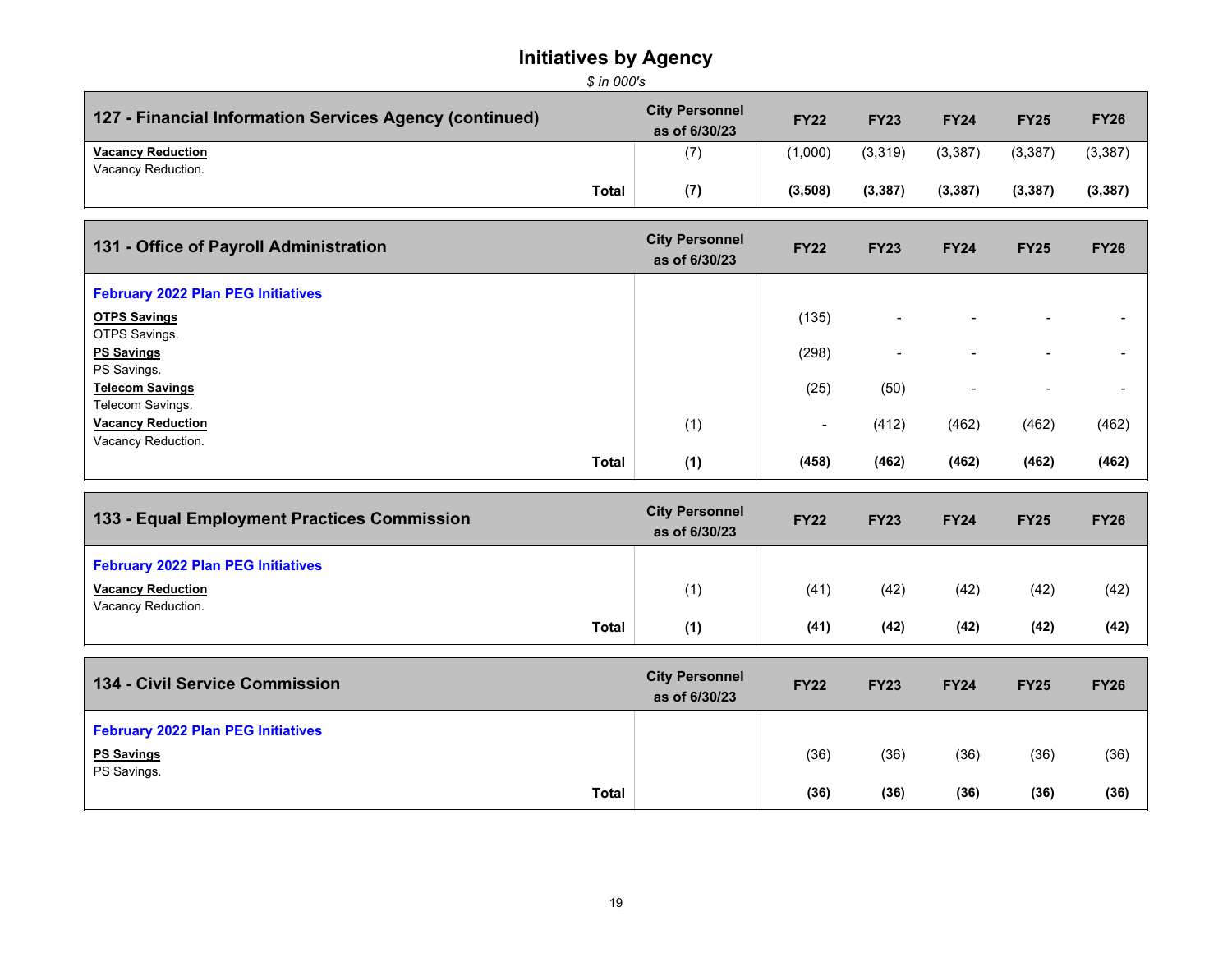# Initiatives by Agency

*$ in 000's*

| 127 - Financial Information Services Agency (continued) | City Personnel as of 6/30/23 | FY22 | FY23 | FY24 | FY25 | FY26 |
|---|---|---|---|---|---|---|
| **Vacancy Reduction**<br>Vacancy Reduction. | (7) | (1,000) | (3,319) | (3,387) | (3,387) | (3,387) |
| **Total** | **(7)** | **(3,508)** | **(3,387)** | **(3,387)** | **(3,387)** | **(3,387)** |

| 131 - Office of Payroll Administration | City Personnel as of 6/30/23 | FY22 | FY23 | FY24 | FY25 | FY26 |
|---|---|---|---|---|---|---|
| **February 2022 Plan PEG Initiatives** | | | | | | |
| **OTPS Savings**<br>OTPS Savings. | | (135) | - | - | - | - |
| **PS Savings**<br>PS Savings. | | (298) | - | - | - | - |
| **Telecom Savings**<br>Telecom Savings. | | (25) | (50) | - | - | - |
| **Vacancy Reduction**<br>Vacancy Reduction. | (1) | - | (412) | (462) | (462) | (462) |
| **Total** | **(1)** | **(458)** | **(462)** | **(462)** | **(462)** | **(462)** |

| 133 - Equal Employment Practices Commission | City Personnel as of 6/30/23 | FY22 | FY23 | FY24 | FY25 | FY26 |
|---|---|---|---|---|---|---|
| **February 2022 Plan PEG Initiatives** | | | | | | |
| **Vacancy Reduction**<br>Vacancy Reduction. | (1) | (41) | (42) | (42) | (42) | (42) |
| **Total** | **(1)** | **(41)** | **(42)** | **(42)** | **(42)** | **(42)** |

| 134 - Civil Service Commission | City Personnel as of 6/30/23 | FY22 | FY23 | FY24 | FY25 | FY26 |
|---|---|---|---|---|---|---|
| **February 2022 Plan PEG Initiatives** | | | | | | |
| **PS Savings**<br>PS Savings. | | (36) | (36) | (36) | (36) | (36) |
| **Total** | | **(36)** | **(36)** | **(36)** | **(36)** | **(36)** |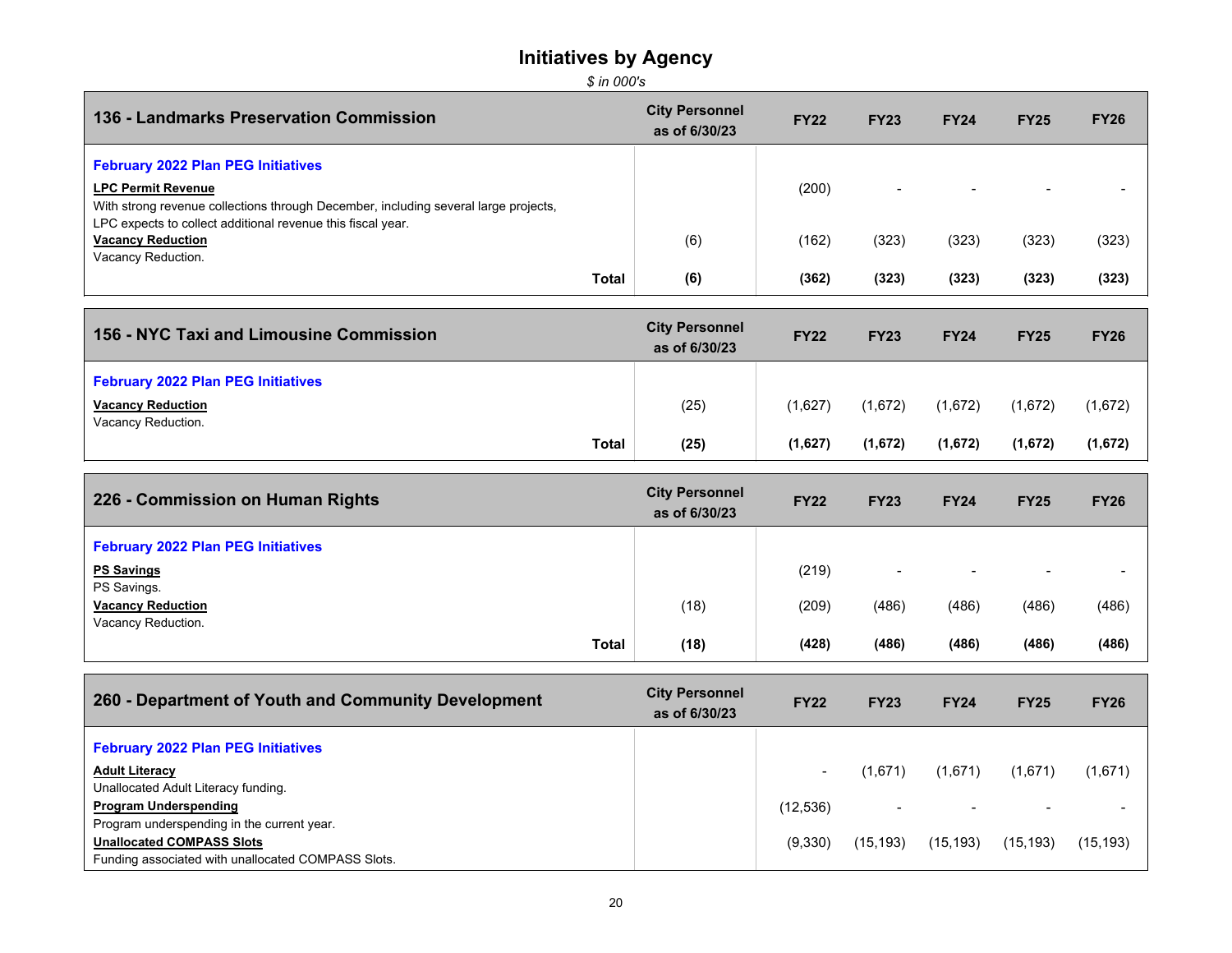# Initiatives by Agency

*$ in 000's*

| 136 - Landmarks Preservation Commission | City Personnel as of 6/30/23 | FY22 | FY23 | FY24 | FY25 | FY26 |
|---|---|---|---|---|---|---|
| **February 2022 Plan PEG Initiatives** | | | | | | |
| **LPC Permit Revenue**<br>With strong revenue collections through December, including several large projects, LPC expects to collect additional revenue this fiscal year. | | (200) | - | - | - | - |
| **Vacancy Reduction**<br>Vacancy Reduction. | (6) | (162) | (323) | (323) | (323) | (323) |
| **Total** | **(6)** | **(362)** | **(323)** | **(323)** | **(323)** | **(323)** |

| 156 - NYC Taxi and Limousine Commission | City Personnel as of 6/30/23 | FY22 | FY23 | FY24 | FY25 | FY26 |
|---|---|---|---|---|---|---|
| **February 2022 Plan PEG Initiatives** | | | | | | |
| **Vacancy Reduction**<br>Vacancy Reduction. | (25) | (1,627) | (1,672) | (1,672) | (1,672) | (1,672) |
| **Total** | **(25)** | **(1,627)** | **(1,672)** | **(1,672)** | **(1,672)** | **(1,672)** |

| 226 - Commission on Human Rights | City Personnel as of 6/30/23 | FY22 | FY23 | FY24 | FY25 | FY26 |
|---|---|---|---|---|---|---|
| **February 2022 Plan PEG Initiatives** | | | | | | |
| **PS Savings**<br>PS Savings. | | (219) | - | - | - | - |
| **Vacancy Reduction**<br>Vacancy Reduction. | (18) | (209) | (486) | (486) | (486) | (486) |
| **Total** | **(18)** | **(428)** | **(486)** | **(486)** | **(486)** | **(486)** |

| 260 - Department of Youth and Community Development | City Personnel as of 6/30/23 | FY22 | FY23 | FY24 | FY25 | FY26 |
|---|---|---|---|---|---|---|
| **February 2022 Plan PEG Initiatives** | | | | | | |
| **Adult Literacy**<br>Unallocated Adult Literacy funding. | | - | (1,671) | (1,671) | (1,671) | (1,671) |
| **Program Underspending**<br>Program underspending in the current year. | | (12,536) | - | - | - | - |
| **Unallocated COMPASS Slots**<br>Funding associated with unallocated COMPASS Slots. | | (9,330) | (15,193) | (15,193) | (15,193) | (15,193) |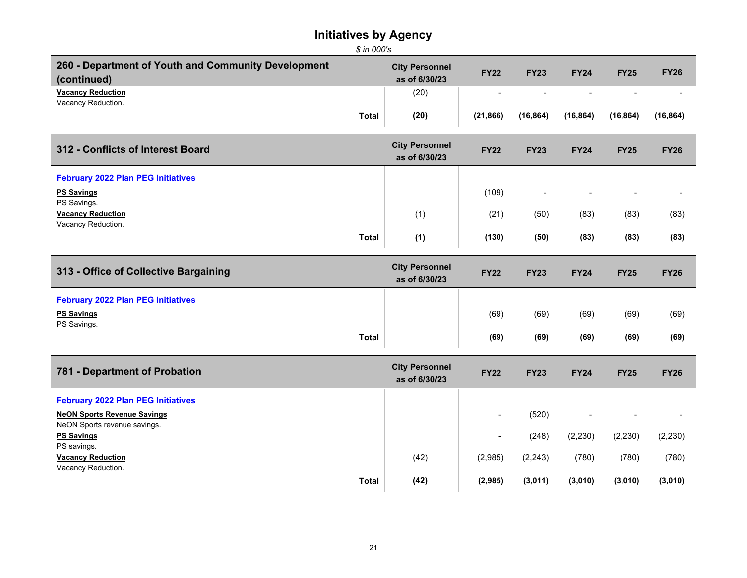# Initiatives by Agency

*$ in 000's*

| 260 - Department of Youth and Community Development (continued) | City Personnel as of 6/30/23 | FY22 | FY23 | FY24 | FY25 | FY26 |
|---|---|---|---|---|---|---|
| **Vacancy Reduction**<br>Vacancy Reduction. | (20) | - | - | - | - | - |
| **Total** | **(20)** | **(21,866)** | **(16,864)** | **(16,864)** | **(16,864)** | **(16,864)** |

| 312 - Conflicts of Interest Board | City Personnel as of 6/30/23 | FY22 | FY23 | FY24 | FY25 | FY26 |
|---|---|---|---|---|---|---|
| **February 2022 Plan PEG Initiatives** | | | | | | |
| **PS Savings**<br>PS Savings. | | (109) | - | - | - | - |
| **Vacancy Reduction**<br>Vacancy Reduction. | (1) | (21) | (50) | (83) | (83) | (83) |
| **Total** | **(1)** | **(130)** | **(50)** | **(83)** | **(83)** | **(83)** |

| 313 - Office of Collective Bargaining | City Personnel as of 6/30/23 | FY22 | FY23 | FY24 | FY25 | FY26 |
|---|---|---|---|---|---|---|
| **February 2022 Plan PEG Initiatives** | | | | | | |
| **PS Savings**<br>PS Savings. | | (69) | (69) | (69) | (69) | (69) |
| **Total** | | **(69)** | **(69)** | **(69)** | **(69)** | **(69)** |

| 781 - Department of Probation | City Personnel as of 6/30/23 | FY22 | FY23 | FY24 | FY25 | FY26 |
|---|---|---|---|---|---|---|
| **February 2022 Plan PEG Initiatives** | | | | | | |
| **NeON Sports Revenue Savings**<br>NeON Sports revenue savings. | | - | (520) | - | - | - |
| **PS Savings**<br>PS savings. | | - | (248) | (2,230) | (2,230) | (2,230) |
| **Vacancy Reduction**<br>Vacancy Reduction. | (42) | (2,985) | (2,243) | (780) | (780) | (780) |
| **Total** | **(42)** | **(2,985)** | **(3,011)** | **(3,010)** | **(3,010)** | **(3,010)** |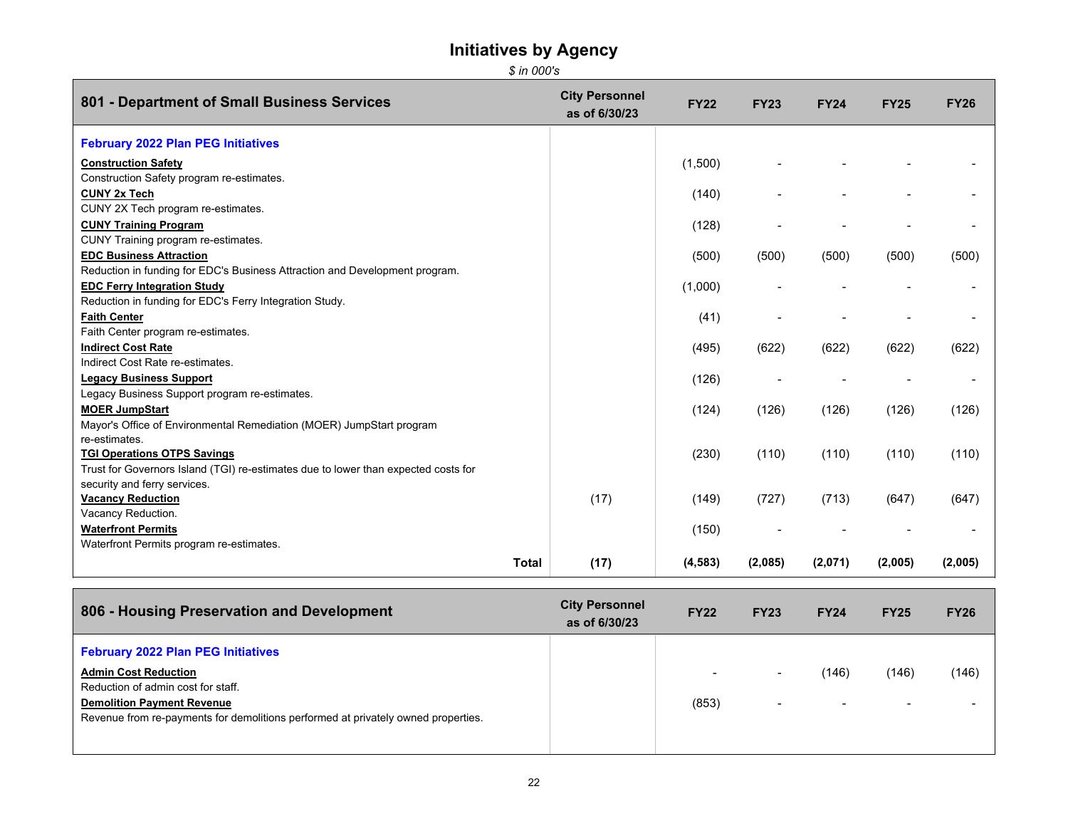# Initiatives by Agency

*$ in 000's*

| 801 - Department of Small Business Services | City Personnel as of 6/30/23 | FY22 | FY23 | FY24 | FY25 | FY26 |
|---|---|---|---|---|---|---|
| **February 2022 Plan PEG Initiatives** | | | | | | |
| **Construction Safety**<br>Construction Safety program re-estimates. | | (1,500) | - | - | - | - |
| **CUNY 2x Tech**<br>CUNY 2X Tech program re-estimates. | | (140) | - | - | - | - |
| **CUNY Training Program**<br>CUNY Training program re-estimates. | | (128) | - | - | - | - |
| **EDC Business Attraction**<br>Reduction in funding for EDC's Business Attraction and Development program. | | (500) | (500) | (500) | (500) | (500) |
| **EDC Ferry Integration Study**<br>Reduction in funding for EDC's Ferry Integration Study. | | (1,000) | - | - | - | - |
| **Faith Center**<br>Faith Center program re-estimates. | | (41) | - | - | - | - |
| **Indirect Cost Rate**<br>Indirect Cost Rate re-estimates. | | (495) | (622) | (622) | (622) | (622) |
| **Legacy Business Support**<br>Legacy Business Support program re-estimates. | | (126) | - | - | - | - |
| **MOER JumpStart**<br>Mayor's Office of Environmental Remediation (MOER) JumpStart program re-estimates. | | (124) | (126) | (126) | (126) | (126) |
| **TGI Operations OTPS Savings**<br>Trust for Governors Island (TGI) re-estimates due to lower than expected costs for security and ferry services. | | (230) | (110) | (110) | (110) | (110) |
| **Vacancy Reduction**<br>Vacancy Reduction. | (17) | (149) | (727) | (713) | (647) | (647) |
| **Waterfront Permits**<br>Waterfront Permits program re-estimates. | | (150) | - | - | - | - |
| **Total** | **(17)** | **(4,583)** | **(2,085)** | **(2,071)** | **(2,005)** | **(2,005)** |

| 806 - Housing Preservation and Development | City Personnel as of 6/30/23 | FY22 | FY23 | FY24 | FY25 | FY26 |
|---|---|---|---|---|---|---|
| **February 2022 Plan PEG Initiatives** | | | | | | |
| **Admin Cost Reduction**<br>Reduction of admin cost for staff. | | - | - | (146) | (146) | (146) |
| **Demolition Payment Revenue**<br>Revenue from re-payments for demolitions performed at privately owned properties. | | (853) | - | - | - | - |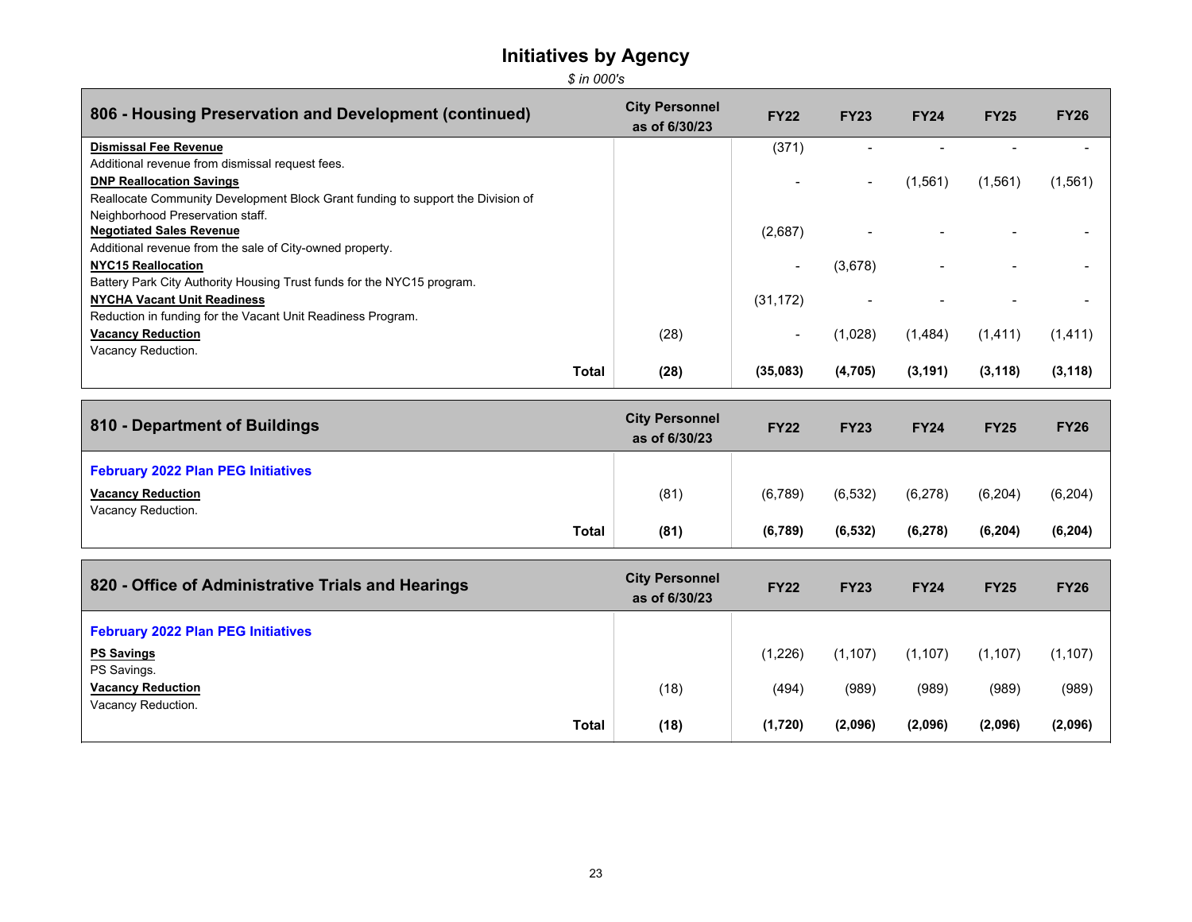# Initiatives by Agency

*$ in 000's*

| 806 - Housing Preservation and Development (continued) | City Personnel as of 6/30/23 | FY22 | FY23 | FY24 | FY25 | FY26 |
|---|---|---|---|---|---|---|
| **Dismissal Fee Revenue**<br>Additional revenue from dismissal request fees. | | (371) | - | - | - | - |
| **DNP Reallocation Savings**<br>Reallocate Community Development Block Grant funding to support the Division of Neighborhood Preservation staff. | | - | - | (1,561) | (1,561) | (1,561) |
| **Negotiated Sales Revenue**<br>Additional revenue from the sale of City-owned property. | | (2,687) | - | - | - | - |
| **NYC15 Reallocation**<br>Battery Park City Authority Housing Trust funds for the NYC15 program. | | - | (3,678) | - | - | - |
| **NYCHA Vacant Unit Readiness**<br>Reduction in funding for the Vacant Unit Readiness Program. | | (31,172) | - | - | - | - |
| **Vacancy Reduction**<br>Vacancy Reduction. | (28) | - | (1,028) | (1,484) | (1,411) | (1,411) |
| **Total** | **(28)** | **(35,083)** | **(4,705)** | **(3,191)** | **(3,118)** | **(3,118)** |

| 810 - Department of Buildings | City Personnel as of 6/30/23 | FY22 | FY23 | FY24 | FY25 | FY26 |
|---|---|---|---|---|---|---|
| **February 2022 Plan PEG Initiatives** | | | | | | |
| **Vacancy Reduction**<br>Vacancy Reduction. | (81) | (6,789) | (6,532) | (6,278) | (6,204) | (6,204) |
| **Total** | **(81)** | **(6,789)** | **(6,532)** | **(6,278)** | **(6,204)** | **(6,204)** |

| 820 - Office of Administrative Trials and Hearings | City Personnel as of 6/30/23 | FY22 | FY23 | FY24 | FY25 | FY26 |
|---|---|---|---|---|---|---|
| **February 2022 Plan PEG Initiatives** | | | | | | |
| **PS Savings**<br>PS Savings. | | (1,226) | (1,107) | (1,107) | (1,107) | (1,107) |
| **Vacancy Reduction**<br>Vacancy Reduction. | (18) | (494) | (989) | (989) | (989) | (989) |
| **Total** | **(18)** | **(1,720)** | **(2,096)** | **(2,096)** | **(2,096)** | **(2,096)** |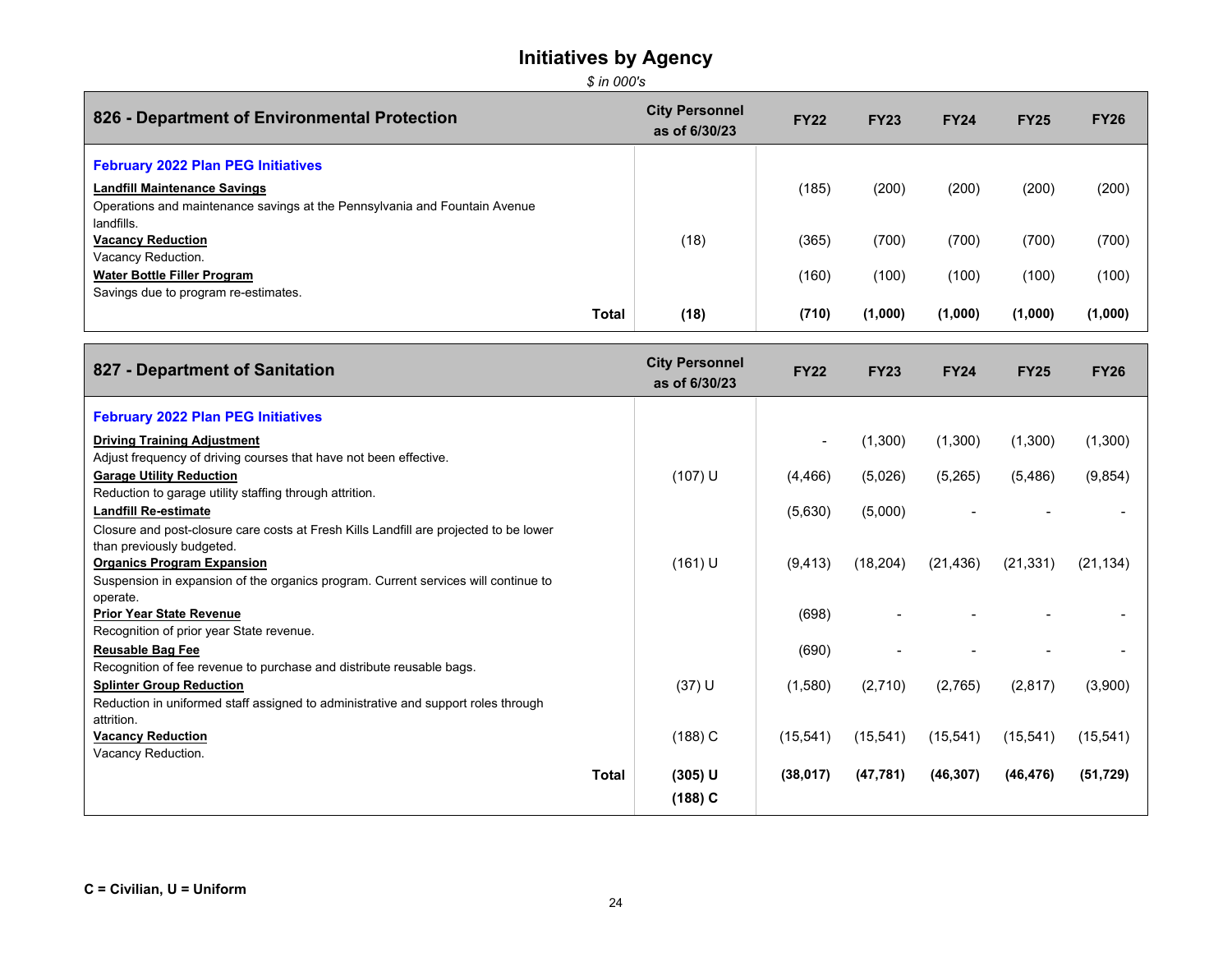# Initiatives by Agency

*$ in 000's*

| 826 - Department of Environmental Protection | City Personnel as of 6/30/23 | FY22 | FY23 | FY24 | FY25 | FY26 |
|---|---|---|---|---|---|---|
| **February 2022 Plan PEG Initiatives** | | | | | | |
| **Landfill Maintenance Savings**<br>Operations and maintenance savings at the Pennsylvania and Fountain Avenue landfills. | | (185) | (200) | (200) | (200) | (200) |
| **Vacancy Reduction**<br>Vacancy Reduction. | (18) | (365) | (700) | (700) | (700) | (700) |
| **Water Bottle Filler Program**<br>Savings due to program re-estimates. | | (160) | (100) | (100) | (100) | (100) |
| **Total** | **(18)** | **(710)** | **(1,000)** | **(1,000)** | **(1,000)** | **(1,000)** |

| 827 - Department of Sanitation | City Personnel as of 6/30/23 | FY22 | FY23 | FY24 | FY25 | FY26 |
|---|---|---|---|---|---|---|
| **February 2022 Plan PEG Initiatives** | | | | | | |
| **Driving Training Adjustment**<br>Adjust frequency of driving courses that have not been effective. | | - | (1,300) | (1,300) | (1,300) | (1,300) |
| **Garage Utility Reduction**<br>Reduction to garage utility staffing through attrition. | (107) U | (4,466) | (5,026) | (5,265) | (5,486) | (9,854) |
| **Landfill Re-estimate**<br>Closure and post-closure care costs at Fresh Kills Landfill are projected to be lower than previously budgeted. | | (5,630) | (5,000) | - | - | - |
| **Organics Program Expansion**<br>Suspension in expansion of the organics program. Current services will continue to operate. | (161) U | (9,413) | (18,204) | (21,436) | (21,331) | (21,134) |
| **Prior Year State Revenue**<br>Recognition of prior year State revenue. | | (698) | - | - | - | - |
| **Reusable Bag Fee**<br>Recognition of fee revenue to purchase and distribute reusable bags. | | (690) | - | - | - | - |
| **Splinter Group Reduction**<br>Reduction in uniformed staff assigned to administrative and support roles through attrition. | (37) U | (1,580) | (2,710) | (2,765) | (2,817) | (3,900) |
| **Vacancy Reduction**<br>Vacancy Reduction. | (188) C | (15,541) | (15,541) | (15,541) | (15,541) | (15,541) |
| **Total** | **(305) U**<br>**(188) C** | **(38,017)** | **(47,781)** | **(46,307)** | **(46,476)** | **(51,729)** |

**C = Civilian, U = Uniform**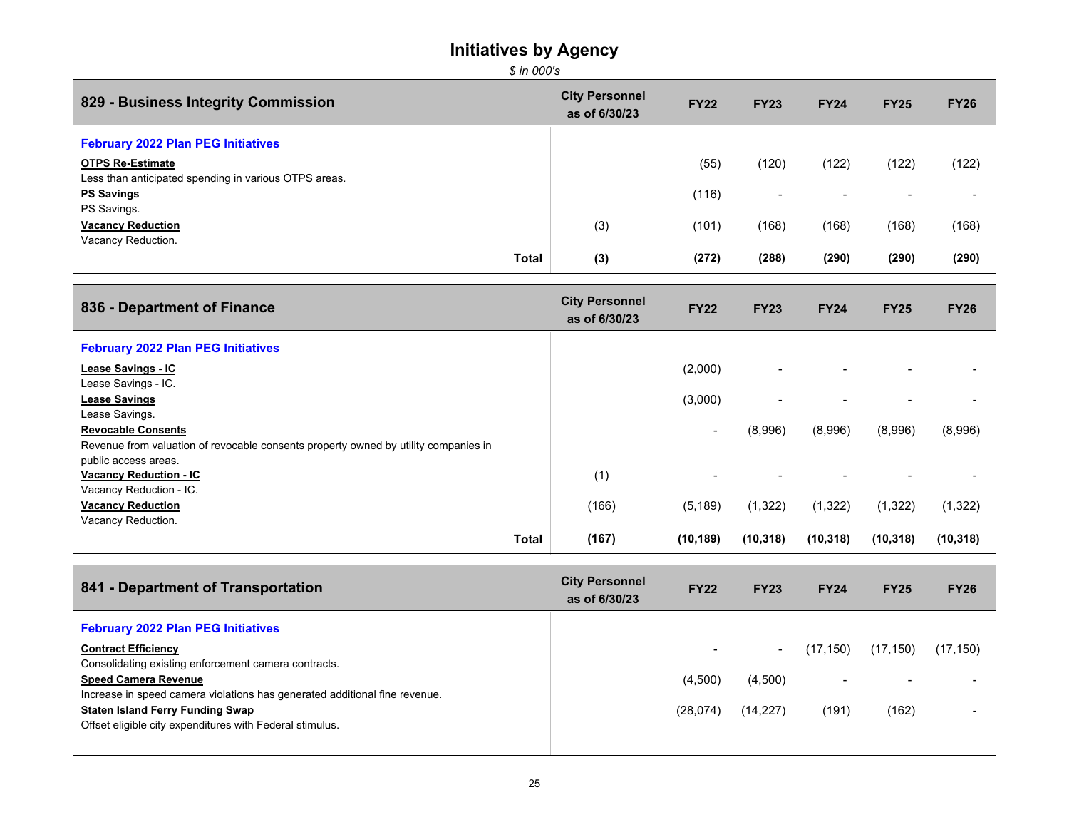# Initiatives by Agency

*$ in 000's*

| 829 - Business Integrity Commission | City Personnel as of 6/30/23 | FY22 | FY23 | FY24 | FY25 | FY26 |
|---|---|---|---|---|---|---|
| **February 2022 Plan PEG Initiatives** | | | | | | |
| **OTPS Re-Estimate**<br>Less than anticipated spending in various OTPS areas. | | (55) | (120) | (122) | (122) | (122) |
| **PS Savings**<br>PS Savings. | | (116) | - | - | - | - |
| **Vacancy Reduction**<br>Vacancy Reduction. | (3) | (101) | (168) | (168) | (168) | (168) |
| **Total** | **(3)** | **(272)** | **(288)** | **(290)** | **(290)** | **(290)** |

| 836 - Department of Finance | City Personnel as of 6/30/23 | FY22 | FY23 | FY24 | FY25 | FY26 |
|---|---|---|---|---|---|---|
| **February 2022 Plan PEG Initiatives** | | | | | | |
| **Lease Savings - IC**<br>Lease Savings - IC. | | (2,000) | - | - | - | - |
| **Lease Savings**<br>Lease Savings. | | (3,000) | - | - | - | - |
| **Revocable Consents**<br>Revenue from valuation of revocable consents property owned by utility companies in public access areas. | | - | (8,996) | (8,996) | (8,996) | (8,996) |
| **Vacancy Reduction - IC**<br>Vacancy Reduction - IC. | (1) | - | - | - | - | - |
| **Vacancy Reduction**<br>Vacancy Reduction. | (166) | (5,189) | (1,322) | (1,322) | (1,322) | (1,322) |
| **Total** | **(167)** | **(10,189)** | **(10,318)** | **(10,318)** | **(10,318)** | **(10,318)** |

| 841 - Department of Transportation | City Personnel as of 6/30/23 | FY22 | FY23 | FY24 | FY25 | FY26 |
|---|---|---|---|---|---|---|
| **February 2022 Plan PEG Initiatives** | | | | | | |
| **Contract Efficiency**<br>Consolidating existing enforcement camera contracts. | | - | - | (17,150) | (17,150) | (17,150) |
| **Speed Camera Revenue**<br>Increase in speed camera violations has generated additional fine revenue. | | (4,500) | (4,500) | - | - | - |
| **Staten Island Ferry Funding Swap**<br>Offset eligible city expenditures with Federal stimulus. | | (28,074) | (14,227) | (191) | (162) | - |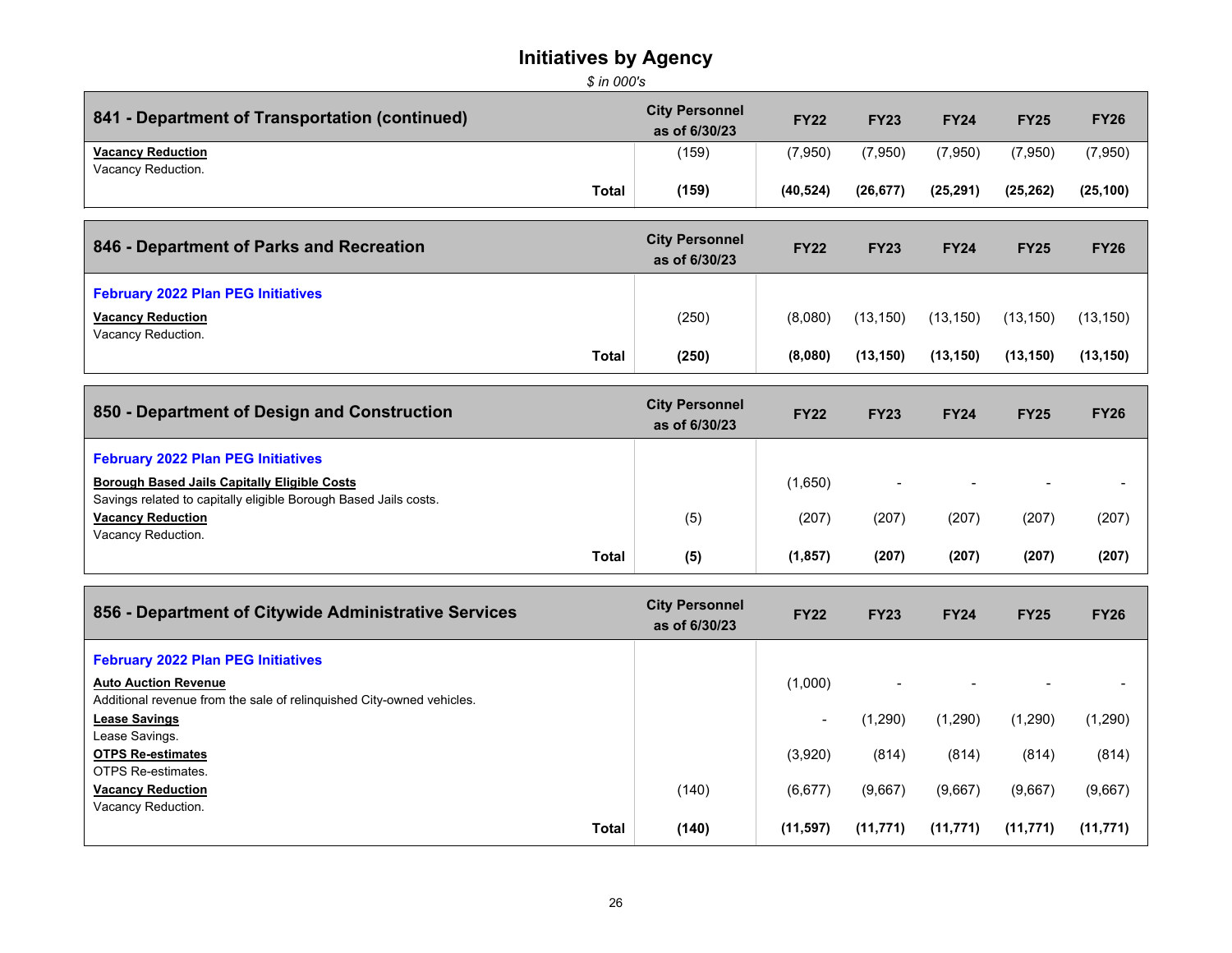# Initiatives by Agency

*$ in 000's*

| 841 - Department of Transportation (continued) | City Personnel as of 6/30/23 | FY22 | FY23 | FY24 | FY25 | FY26 |
|---|---|---|---|---|---|---|
| **Vacancy Reduction**<br>Vacancy Reduction. | (159) | (7,950) | (7,950) | (7,950) | (7,950) | (7,950) |
| **Total** | **(159)** | **(40,524)** | **(26,677)** | **(25,291)** | **(25,262)** | **(25,100)** |

| 846 - Department of Parks and Recreation | City Personnel as of 6/30/23 | FY22 | FY23 | FY24 | FY25 | FY26 |
|---|---|---|---|---|---|---|
| **February 2022 Plan PEG Initiatives** | | | | | | |
| **Vacancy Reduction**<br>Vacancy Reduction. | (250) | (8,080) | (13,150) | (13,150) | (13,150) | (13,150) |
| **Total** | **(250)** | **(8,080)** | **(13,150)** | **(13,150)** | **(13,150)** | **(13,150)** |

| 850 - Department of Design and Construction | City Personnel as of 6/30/23 | FY22 | FY23 | FY24 | FY25 | FY26 |
|---|---|---|---|---|---|---|
| **February 2022 Plan PEG Initiatives** | | | | | | |
| **Borough Based Jails Capitally Eligible Costs**<br>Savings related to capitally eligible Borough Based Jails costs. | | (1,650) | - | - | - | - |
| **Vacancy Reduction**<br>Vacancy Reduction. | (5) | (207) | (207) | (207) | (207) | (207) |
| **Total** | **(5)** | **(1,857)** | **(207)** | **(207)** | **(207)** | **(207)** |

| 856 - Department of Citywide Administrative Services | City Personnel as of 6/30/23 | FY22 | FY23 | FY24 | FY25 | FY26 |
|---|---|---|---|---|---|---|
| **February 2022 Plan PEG Initiatives** | | | | | | |
| **Auto Auction Revenue**<br>Additional revenue from the sale of relinquished City-owned vehicles. | | (1,000) | - | - | - | - |
| **Lease Savings**<br>Lease Savings. | | - | (1,290) | (1,290) | (1,290) | (1,290) |
| **OTPS Re-estimates**<br>OTPS Re-estimates. | | (3,920) | (814) | (814) | (814) | (814) |
| **Vacancy Reduction**<br>Vacancy Reduction. | (140) | (6,677) | (9,667) | (9,667) | (9,667) | (9,667) |
| **Total** | **(140)** | **(11,597)** | **(11,771)** | **(11,771)** | **(11,771)** | **(11,771)** |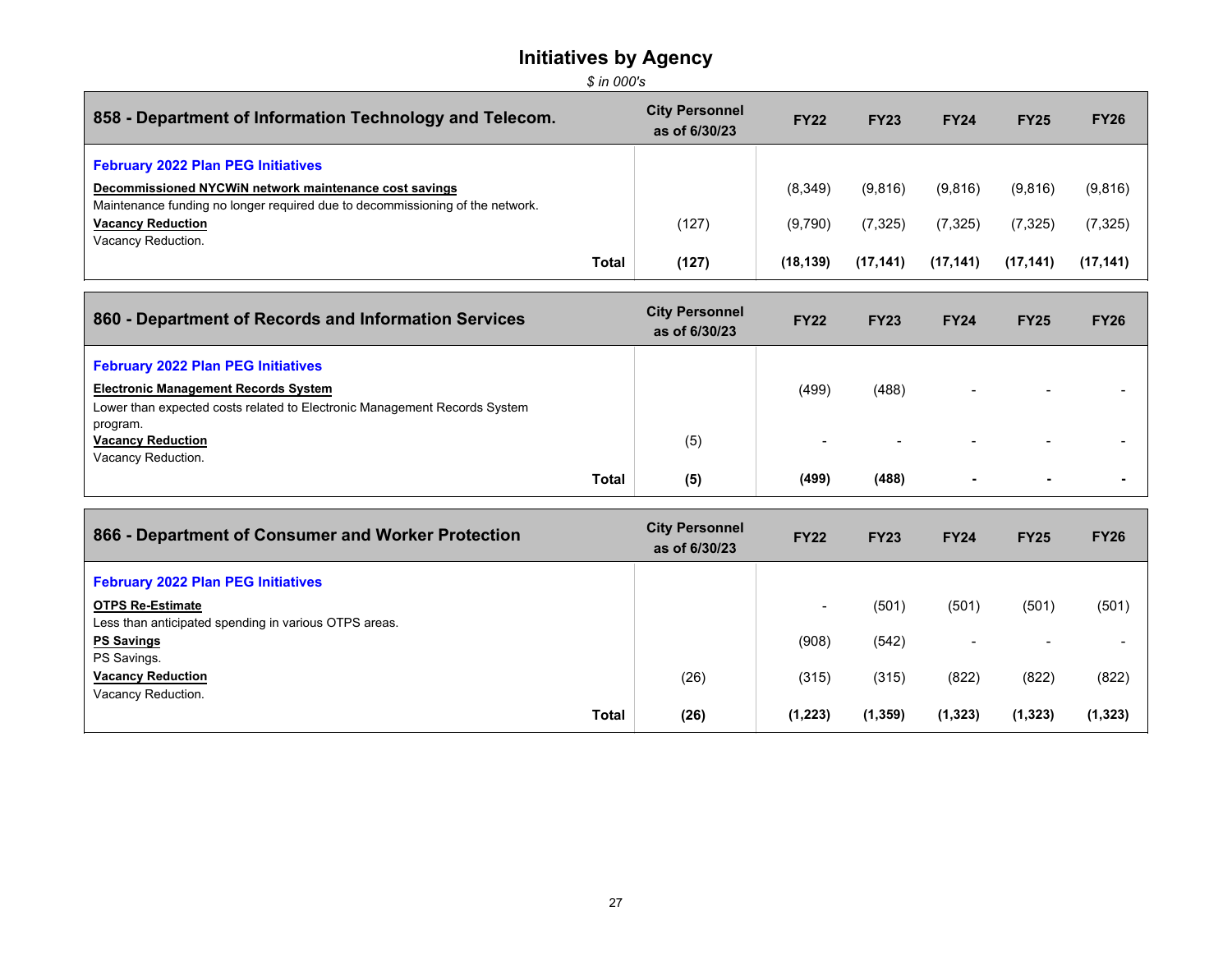# Initiatives by Agency

*$ in 000's*

| 858 - Department of Information Technology and Telecom. | City Personnel as of 6/30/23 | FY22 | FY23 | FY24 | FY25 | FY26 |
|---|---|---|---|---|---|---|
| **February 2022 Plan PEG Initiatives** | | | | | | |
| **Decommissioned NYCWiN network maintenance cost savings**<br>Maintenance funding no longer required due to decommissioning of the network. | | (8,349) | (9,816) | (9,816) | (9,816) | (9,816) |
| **Vacancy Reduction**<br>Vacancy Reduction. | (127) | (9,790) | (7,325) | (7,325) | (7,325) | (7,325) |
| **Total** | **(127)** | **(18,139)** | **(17,141)** | **(17,141)** | **(17,141)** | **(17,141)** |

| 860 - Department of Records and Information Services | City Personnel as of 6/30/23 | FY22 | FY23 | FY24 | FY25 | FY26 |
|---|---|---|---|---|---|---|
| **February 2022 Plan PEG Initiatives** | | | | | | |
| **Electronic Management Records System**<br>Lower than expected costs related to Electronic Management Records System program. | | (499) | (488) | - | - | - |
| **Vacancy Reduction**<br>Vacancy Reduction. | (5) | - | - | - | - | - |
| **Total** | **(5)** | **(499)** | **(488)** | **-** | **-** | **-** |

| 866 - Department of Consumer and Worker Protection | City Personnel as of 6/30/23 | FY22 | FY23 | FY24 | FY25 | FY26 |
|---|---|---|---|---|---|---|
| **February 2022 Plan PEG Initiatives** | | | | | | |
| **OTPS Re-Estimate**<br>Less than anticipated spending in various OTPS areas. | | - | (501) | (501) | (501) | (501) |
| **PS Savings**<br>PS Savings. | | (908) | (542) | - | - | - |
| **Vacancy Reduction**<br>Vacancy Reduction. | (26) | (315) | (315) | (822) | (822) | (822) |
| **Total** | **(26)** | **(1,223)** | **(1,359)** | **(1,323)** | **(1,323)** | **(1,323)** |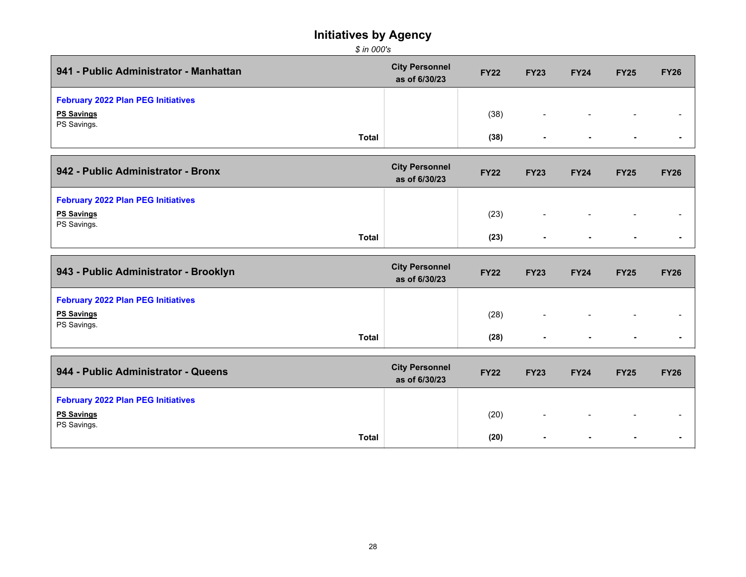# Initiatives by Agency

*$ in 000's*

| 941 - Public Administrator - Manhattan | City Personnel as of 6/30/23 | FY22 | FY23 | FY24 | FY25 | FY26 |
|---|---|---|---|---|---|---|
| **February 2022 Plan PEG Initiatives** | | | | | | |
| **PS Savings** PS Savings. | | (38) | - | - | - | - |
| **Total** | | **(38)** | **-** | **-** | **-** | **-** |

| 942 - Public Administrator - Bronx | City Personnel as of 6/30/23 | FY22 | FY23 | FY24 | FY25 | FY26 |
|---|---|---|---|---|---|---|
| **February 2022 Plan PEG Initiatives** | | | | | | |
| **PS Savings** PS Savings. | | (23) | - | - | - | - |
| **Total** | | **(23)** | **-** | **-** | **-** | **-** |

| 943 - Public Administrator - Brooklyn | City Personnel as of 6/30/23 | FY22 | FY23 | FY24 | FY25 | FY26 |
|---|---|---|---|---|---|---|
| **February 2022 Plan PEG Initiatives** | | | | | | |
| **PS Savings** PS Savings. | | (28) | - | - | - | - |
| **Total** | | **(28)** | **-** | **-** | **-** | **-** |

| 944 - Public Administrator - Queens | City Personnel as of 6/30/23 | FY22 | FY23 | FY24 | FY25 | FY26 |
|---|---|---|---|---|---|---|
| **February 2022 Plan PEG Initiatives** | | | | | | |
| **PS Savings** PS Savings. | | (20) | - | - | - | - |
| **Total** | | **(20)** | **-** | **-** | **-** | **-** |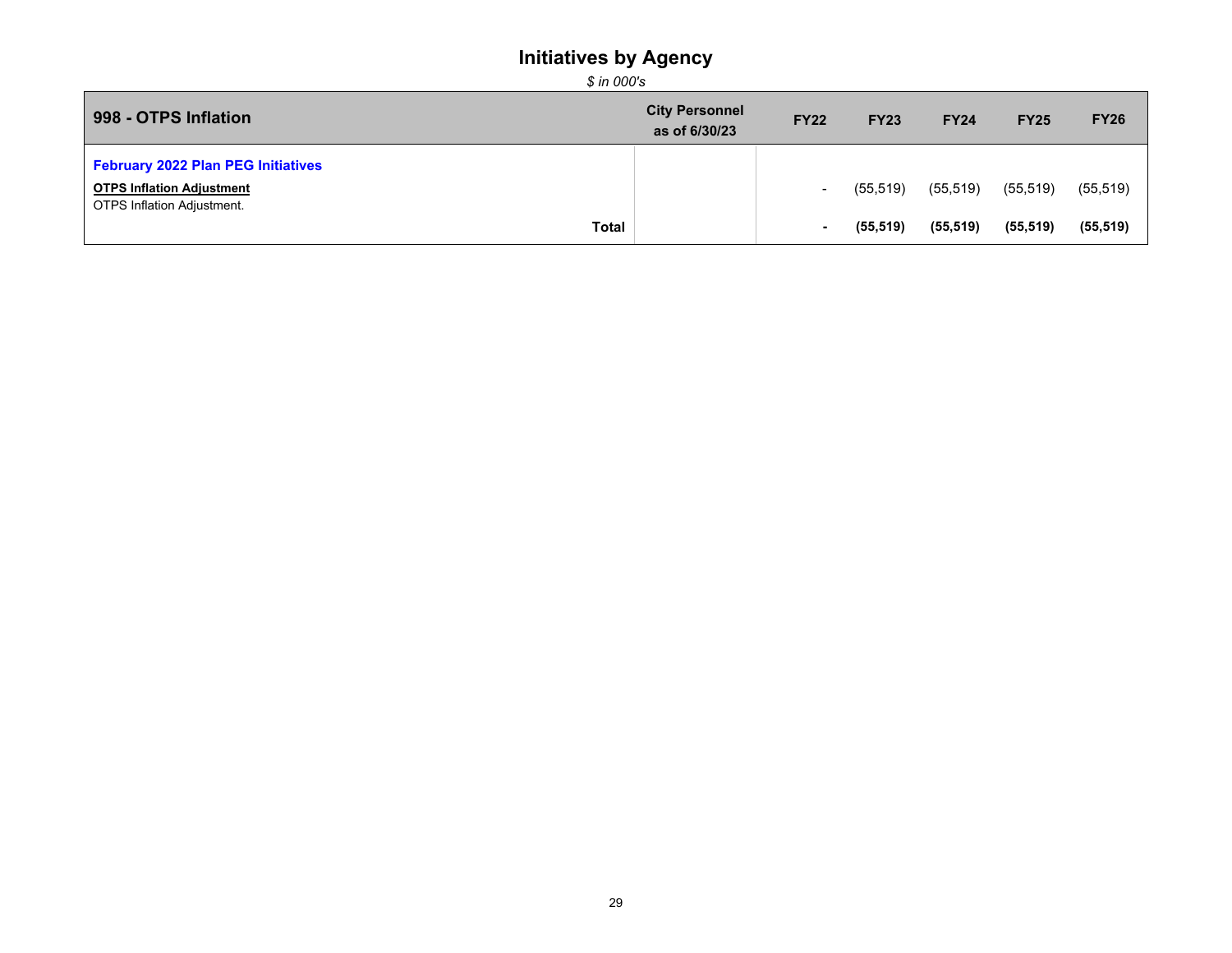# Initiatives by Agency

*$ in 000's*

| 998 - OTPS Inflation | City Personnel as of 6/30/23 | FY22 | FY23 | FY24 | FY25 | FY26 |
|---|---|---|---|---|---|---|
| **February 2022 Plan PEG Initiatives** | | | | | | |
| **OTPS Inflation Adjustment**<br>OTPS Inflation Adjustment. | | - | (55,519) | (55,519) | (55,519) | (55,519) |
| **Total** | | **-** | **(55,519)** | **(55,519)** | **(55,519)** | **(55,519)** |